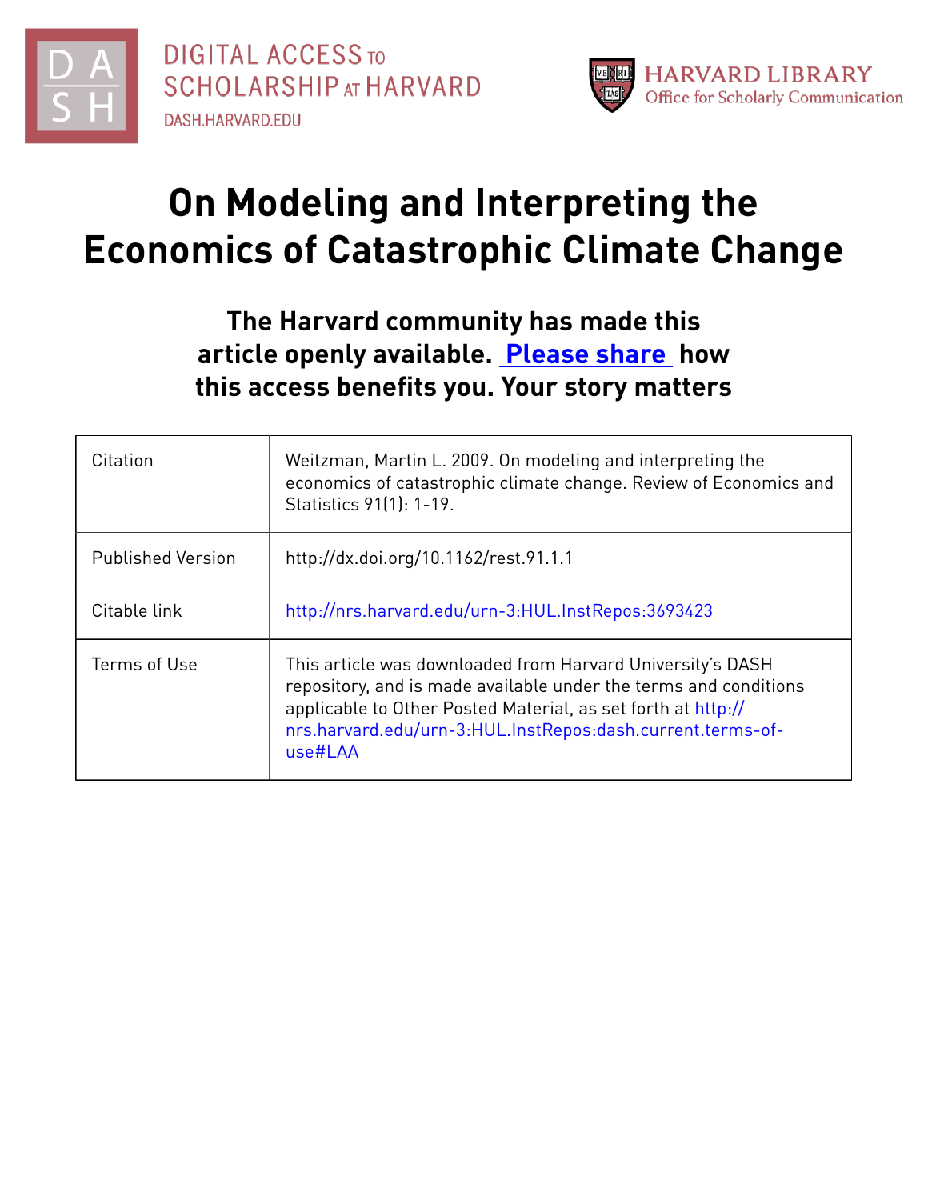DIGITAL ACCESS TO SCHOLARSHIP AT HARVARD

DASH.HARVARD.EDU

HARVARD LIBRARY
Office for Scholarly Communication

# On Modeling and Interpreting the Economics of Catastrophic Climate Change

**The Harvard community has made this article openly available. Please share how this access benefits you. Your story matters**

| | |
|---|---|
| Citation | Weitzman, Martin L. 2009. On modeling and interpreting the economics of catastrophic climate change. Review of Economics and Statistics 91(1): 1-19. |
| Published Version | http://dx.doi.org/10.1162/rest.91.1.1 |
| Citable link | http://nrs.harvard.edu/urn-3:HUL.InstRepos:3693423 |
| Terms of Use | This article was downloaded from Harvard University's DASH repository, and is made available under the terms and conditions applicable to Other Posted Material, as set forth at http://nrs.harvard.edu/urn-3:HUL.InstRepos:dash.current.terms-of-use#LAA |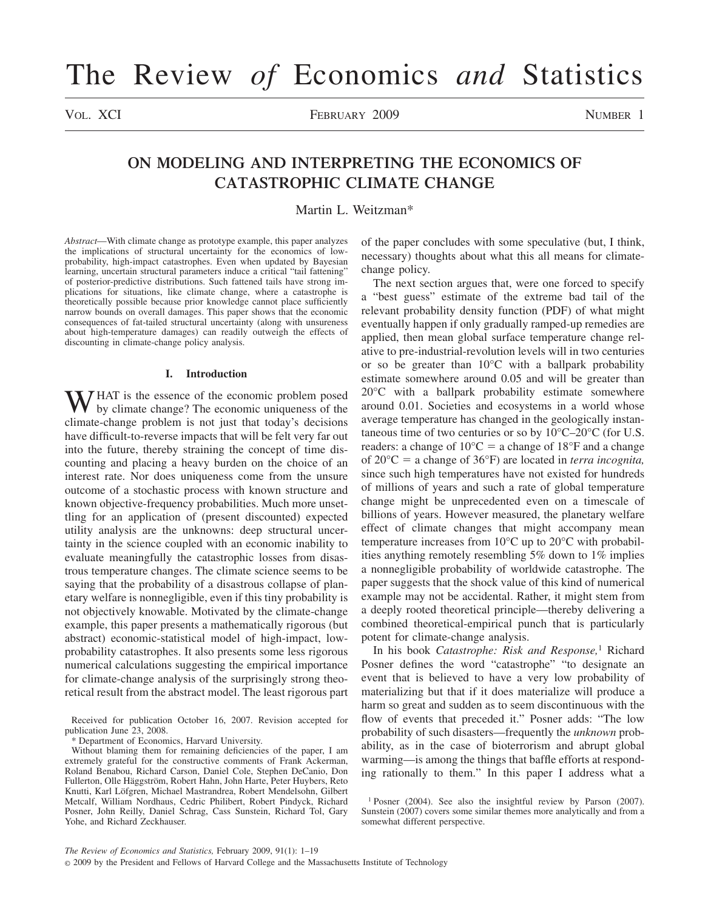# ON MODELING AND INTERPRETING THE ECONOMICS OF CATASTROPHIC CLIMATE CHANGE

Martin L. Weitzman*

*Abstract*—With climate change as prototype example, this paper analyzes the implications of structural uncertainty for the economics of low-probability, high-impact catastrophes. Even when updated by Bayesian learning, uncertain structural parameters induce a critical "tail fattening" of posterior-predictive distributions. Such fattened tails have strong implications for situations, like climate change, where a catastrophe is theoretically possible because prior knowledge cannot place sufficiently narrow bounds on overall damages. This paper shows that the economic consequences of fat-tailed structural uncertainty (along with unsureness about high-temperature damages) can readily outweigh the effects of discounting in climate-change policy analysis.

## I. Introduction

WHAT is the essence of the economic problem posed by climate change? The economic uniqueness of the climate-change problem is not just that today's decisions have difficult-to-reverse impacts that will be felt very far out into the future, thereby straining the concept of time discounting and placing a heavy burden on the choice of an interest rate. Nor does uniqueness come from the unsure outcome of a stochastic process with known structure and known objective-frequency probabilities. Much more unsettling for an application of (present discounted) expected utility analysis are the unknowns: deep structural uncertainty in the science coupled with an economic inability to evaluate meaningfully the catastrophic losses from disastrous temperature changes. The climate science seems to be saying that the probability of a disastrous collapse of planetary welfare is nonnegligible, even if this tiny probability is not objectively knowable. Motivated by the climate-change example, this paper presents a mathematically rigorous (but abstract) economic-statistical model of high-impact, low-probability catastrophes. It also presents some less rigorous numerical calculations suggesting the empirical importance for climate-change analysis of the surprisingly strong theoretical result from the abstract model. The least rigorous part of the paper concludes with some speculative (but, I think, necessary) thoughts about what this all means for climate-change policy.

The next section argues that, were one forced to specify a "best guess" estimate of the extreme bad tail of the relevant probability density function (PDF) of what might eventually happen if only gradually ramped-up remedies are applied, then mean global surface temperature change relative to pre-industrial-revolution levels will in two centuries or so be greater than 10°C with a ballpark probability estimate somewhere around 0.05 and will be greater than 20°C with a ballpark probability estimate somewhere around 0.01. Societies and ecosystems in a world whose average temperature has changed in the geologically instantaneous time of two centuries or so by 10°C–20°C (for U.S. readers: a change of 10°C = a change of 18°F and a change of 20°C = a change of 36°F) are located in *terra incognita,* since such high temperatures have not existed for hundreds of millions of years and such a rate of global temperature change might be unprecedented even on a timescale of billions of years. However measured, the planetary welfare effect of climate changes that might accompany mean temperature increases from 10°C up to 20°C with probabilities anything remotely resembling 5% down to 1% implies a nonnegligible probability of worldwide catastrophe. The paper suggests that the shock value of this kind of numerical example may not be accidental. Rather, it might stem from a deeply rooted theoretical principle—thereby delivering a combined theoretical-empirical punch that is particularly potent for climate-change analysis.

In his book *Catastrophe: Risk and Response,*[1] Richard Posner defines the word "catastrophe" "to designate an event that is believed to have a very low probability of materializing but that if it does materialize will produce a harm so great and sudden as to seem discontinuous with the flow of events that preceded it." Posner adds: "The low probability of such disasters—frequently the *unknown* probability, as in the case of bioterrorism and abrupt global warming—is among the things that baffle efforts at responding rationally to them." In this paper I address what a

Received for publication October 16, 2007. Revision accepted for publication June 23, 2008.

\* Department of Economics, Harvard University.

Without blaming them for remaining deficiencies of the paper, I am extremely grateful for the constructive comments of Frank Ackerman, Roland Benabou, Richard Carson, Daniel Cole, Stephen DeCanio, Don Fullerton, Olle Häggström, Robert Hahn, John Harte, Peter Huybers, Reto Knutti, Karl Löfgren, Michael Mastrandrea, Robert Mendelsohn, Gilbert Metcalf, William Nordhaus, Cedric Philibert, Robert Pindyck, Richard Posner, John Reilly, Daniel Schrag, Cass Sunstein, Richard Tol, Gary Yohe, and Richard Zeckhauser.

[1] Posner (2004). See also the insightful review by Parson (2007). Sunstein (2007) covers some similar themes more analytically and from a somewhat different perspective.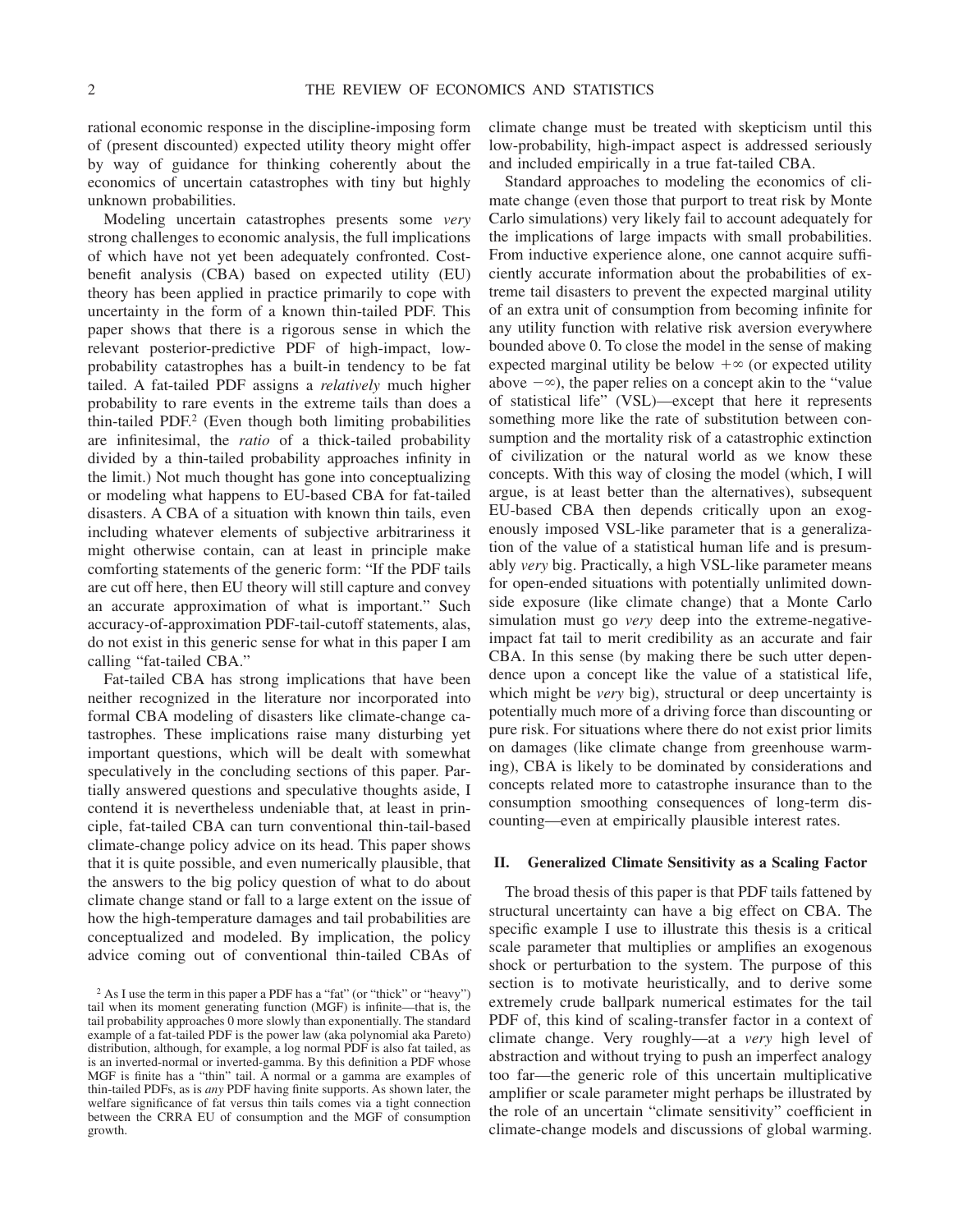rational economic response in the discipline-imposing form of (present discounted) expected utility theory might offer by way of guidance for thinking coherently about the economics of uncertain catastrophes with tiny but highly unknown probabilities.

Modeling uncertain catastrophes presents some *very* strong challenges to economic analysis, the full implications of which have not yet been adequately confronted. Cost-benefit analysis (CBA) based on expected utility (EU) theory has been applied in practice primarily to cope with uncertainty in the form of a known thin-tailed PDF. This paper shows that there is a rigorous sense in which the relevant posterior-predictive PDF of high-impact, low-probability catastrophes has a built-in tendency to be fat tailed. A fat-tailed PDF assigns a *relatively* much higher probability to rare events in the extreme tails than does a thin-tailed PDF.[2] (Even though both limiting probabilities are infinitesimal, the *ratio* of a thick-tailed probability divided by a thin-tailed probability approaches infinity in the limit.) Not much thought has gone into conceptualizing or modeling what happens to EU-based CBA for fat-tailed disasters. A CBA of a situation with known thin tails, even including whatever elements of subjective arbitrariness it might otherwise contain, can at least in principle make comforting statements of the generic form: "If the PDF tails are cut off here, then EU theory will still capture and convey an accurate approximation of what is important." Such accuracy-of-approximation PDF-tail-cutoff statements, alas, do not exist in this generic sense for what in this paper I am calling "fat-tailed CBA."

Fat-tailed CBA has strong implications that have been neither recognized in the literature nor incorporated into formal CBA modeling of disasters like climate-change catastrophes. These implications raise many disturbing yet important questions, which will be dealt with somewhat speculatively in the concluding sections of this paper. Partially answered questions and speculative thoughts aside, I contend it is nevertheless undeniable that, at least in principle, fat-tailed CBA can turn conventional thin-tail-based climate-change policy advice on its head. This paper shows that it is quite possible, and even numerically plausible, that the answers to the big policy question of what to do about climate change stand or fall to a large extent on the issue of how the high-temperature damages and tail probabilities are conceptualized and modeled. By implication, the policy advice coming out of conventional thin-tailed CBAs of climate change must be treated with skepticism until this low-probability, high-impact aspect is addressed seriously and included empirically in a true fat-tailed CBA.

Standard approaches to modeling the economics of climate change (even those that purport to treat risk by Monte Carlo simulations) very likely fail to account adequately for the implications of large impacts with small probabilities. From inductive experience alone, one cannot acquire sufficiently accurate information about the probabilities of extreme tail disasters to prevent the expected marginal utility of an extra unit of consumption from becoming infinite for any utility function with relative risk aversion everywhere bounded above 0. To close the model in the sense of making expected marginal utility be below $+\infty$ (or expected utility above $-\infty$), the paper relies on a concept akin to the "value of statistical life" (VSL)—except that here it represents something more like the rate of substitution between consumption and the mortality risk of a catastrophic extinction of civilization or the natural world as we know these concepts. With this way of closing the model (which, I will argue, is at least better than the alternatives), subsequent EU-based CBA then depends critically upon an exogenously imposed VSL-like parameter that is a generalization of the value of a statistical human life and is presumably *very* big. Practically, a high VSL-like parameter means for open-ended situations with potentially unlimited downside exposure (like climate change) that a Monte Carlo simulation must go *very* deep into the extreme-negative-impact fat tail to merit credibility as an accurate and fair CBA. In this sense (by making there be such utter dependence upon a concept like the value of a statistical life, which might be *very* big), structural or deep uncertainty is potentially much more of a driving force than discounting or pure risk. For situations where there do not exist prior limits on damages (like climate change from greenhouse warming), CBA is likely to be dominated by considerations and concepts related more to catastrophe insurance than to the consumption smoothing consequences of long-term discounting—even at empirically plausible interest rates.

## II. Generalized Climate Sensitivity as a Scaling Factor

The broad thesis of this paper is that PDF tails fattened by structural uncertainty can have a big effect on CBA. The specific example I use to illustrate this thesis is a critical scale parameter that multiplies or amplifies an exogenous shock or perturbation to the system. The purpose of this section is to motivate heuristically, and to derive some extremely crude ballpark numerical estimates for the tail PDF of, this kind of scaling-transfer factor in a context of climate change. Very roughly—at a *very* high level of abstraction and without trying to push an imperfect analogy too far—the generic role of this uncertain multiplicative amplifier or scale parameter might perhaps be illustrated by the role of an uncertain "climate sensitivity" coefficient in climate-change models and discussions of global warming.

[2] As I use the term in this paper a PDF has a "fat" (or "thick" or "heavy") tail when its moment generating function (MGF) is infinite—that is, the tail probability approaches 0 more slowly than exponentially. The standard example of a fat-tailed PDF is the power law (aka polynomial aka Pareto) distribution, although, for example, a log normal PDF is also fat tailed, as is an inverted-normal or inverted-gamma. By this definition a PDF whose MGF is finite has a "thin" tail. A normal or a gamma are examples of thin-tailed PDFs, as is *any* PDF having finite supports. As shown later, the welfare significance of fat versus thin tails comes via a tight connection between the CRRA EU of consumption and the MGF of consumption growth.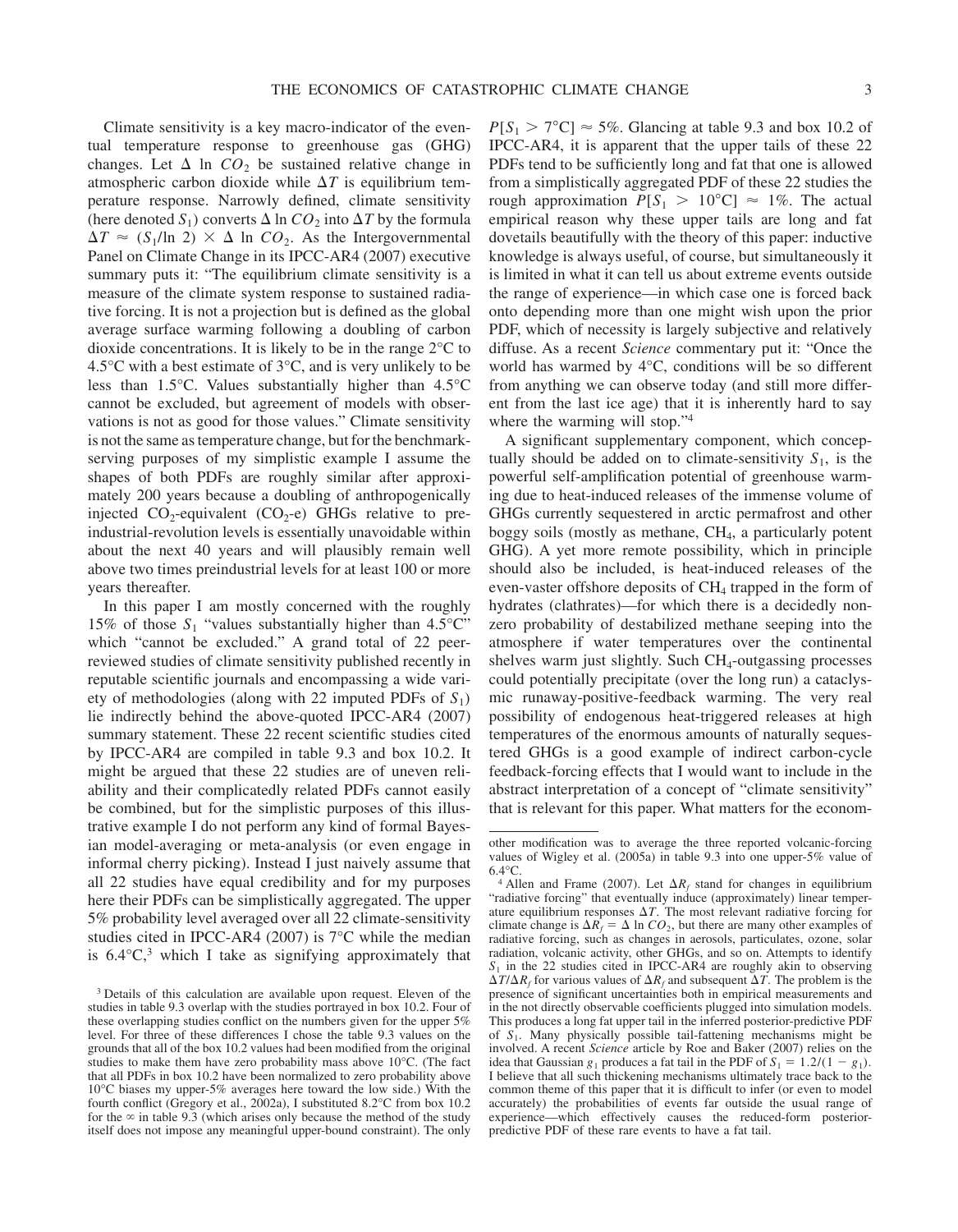Climate sensitivity is a key macro-indicator of the eventual temperature response to greenhouse gas (GHG) changes. Let $\Delta \ln CO_2$ be sustained relative change in atmospheric carbon dioxide while $\Delta T$ is equilibrium temperature response. Narrowly defined, climate sensitivity (here denoted $S_1$) converts $\Delta \ln CO_2$ into $\Delta T$ by the formula $\Delta T \approx (S_1/\ln 2) \times \Delta \ln CO_2$. As the Intergovernmental Panel on Climate Change in its IPCC-AR4 (2007) executive summary puts it: "The equilibrium climate sensitivity is a measure of the climate system response to sustained radiative forcing. It is not a projection but is defined as the global average surface warming following a doubling of carbon dioxide concentrations. It is likely to be in the range 2°C to 4.5°C with a best estimate of 3°C, and is very unlikely to be less than 1.5°C. Values substantially higher than 4.5°C cannot be excluded, but agreement of models with observations is not as good for those values." Climate sensitivity is not the same as temperature change, but for the benchmark-serving purposes of my simplistic example I assume the shapes of both PDFs are roughly similar after approximately 200 years because a doubling of anthropogenically injected $CO_2$-equivalent ($CO_2$-e) GHGs relative to preindustrial-revolution levels is essentially unavoidable within about the next 40 years and will plausibly remain well above two times preindustrial levels for at least 100 or more years thereafter.

In this paper I am mostly concerned with the roughly 15% of those $S_1$ "values substantially higher than 4.5°C" which "cannot be excluded." A grand total of 22 peer-reviewed studies of climate sensitivity published recently in reputable scientific journals and encompassing a wide variety of methodologies (along with 22 imputed PDFs of $S_1$) lie indirectly behind the above-quoted IPCC-AR4 (2007) summary statement. These 22 recent scientific studies cited by IPCC-AR4 are compiled in table 9.3 and box 10.2. It might be argued that these 22 studies are of uneven reliability and their complicatedly related PDFs cannot easily be combined, but for the simplistic purposes of this illustrative example I do not perform any kind of formal Bayesian model-averaging or meta-analysis (or even engage in informal cherry picking). Instead I just naively assume that all 22 studies have equal credibility and for my purposes here their PDFs can be simplistically aggregated. The upper 5% probability level averaged over all 22 climate-sensitivity studies cited in IPCC-AR4 (2007) is 7°C while the median is 6.4°C,[3] which I take as signifying approximately that $P[S_1 > 7°C] \approx 5\%$. Glancing at table 9.3 and box 10.2 of IPCC-AR4, it is apparent that the upper tails of these 22 PDFs tend to be sufficiently long and fat that one is allowed from a simplistically aggregated PDF of these 22 studies the rough approximation $P[S_1 > 10°C] \approx 1\%$. The actual empirical reason why these upper tails are long and fat dovetails beautifully with the theory of this paper: inductive knowledge is always useful, of course, but simultaneously it is limited in what it can tell us about extreme events outside the range of experience—in which case one is forced back onto depending more than one might wish upon the prior PDF, which of necessity is largely subjective and relatively diffuse. As a recent *Science* commentary put it: "Once the world has warmed by 4°C, conditions will be so different from anything we can observe today (and still more different from the last ice age) that it is inherently hard to say where the warming will stop."[4]

A significant supplementary component, which conceptually should be added on to climate-sensitivity $S_1$, is the powerful self-amplification potential of greenhouse warming due to heat-induced releases of the immense volume of GHGs currently sequestered in arctic permafrost and other boggy soils (mostly as methane, $CH_4$, a particularly potent GHG). A yet more remote possibility, which in principle should also be included, is heat-induced releases of the even-vaster offshore deposits of $CH_4$ trapped in the form of hydrates (clathrates)—for which there is a decidedly non-zero probability of destabilized methane seeping into the atmosphere if water temperatures over the continental shelves warm just slightly. Such $CH_4$-outgassing processes could potentially precipitate (over the long run) a cataclysmic runaway-positive-feedback warming. The very real possibility of endogenous heat-triggered releases at high temperatures of the enormous amounts of naturally sequestered GHGs is a good example of indirect carbon-cycle feedback-forcing effects that I would want to include in the abstract interpretation of a concept of "climate sensitivity" that is relevant for this paper. What matters for the econom-

---

[3] Details of this calculation are available upon request. Eleven of the studies in table 9.3 overlap with the studies portrayed in box 10.2. Four of these overlapping studies conflict on the numbers given for the upper 5% level. For three of these differences I chose the table 9.3 values on the grounds that all of the box 10.2 values had been modified from the original studies to make them have zero probability mass above 10°C. (The fact that all PDFs in box 10.2 have been normalized to zero probability above 10°C biases my upper-5% averages here toward the low side.) With the fourth conflict (Gregory et al., 2002a), I substituted 8.2°C from box 10.2 for the ∞ in table 9.3 (which arises only because the method of the study itself does not impose any meaningful upper-bound constraint). The only other modification was to average the three reported volcanic-forcing values of Wigley et al. (2005a) in table 9.3 into one upper-5% value of 6.4°C.

[4] Allen and Frame (2007). Let $\Delta R_f$ stand for changes in equilibrium "radiative forcing" that eventually induce (approximately) linear temperature equilibrium responses $\Delta T$. The most relevant radiative forcing for climate change is $\Delta R_f = \Delta \ln CO_2$, but there are many other examples of radiative forcing, such as changes in aerosols, particulates, ozone, solar radiation, volcanic activity, other GHGs, and so on. Attempts to identify $S_1$ in the 22 studies cited in IPCC-AR4 are roughly akin to observing $\Delta T/\Delta R_f$ for various values of $\Delta R_f$ and subsequent $\Delta T$. The problem is the presence of significant uncertainties both in empirical measurements and in the not directly observable coefficients plugged into simulation models. This produces a long fat upper tail in the inferred posterior-predictive PDF of $S_1$. Many physically possible tail-fattening mechanisms might be involved. A recent *Science* article by Roe and Baker (2007) relies on the idea that Gaussian $g_1$ produces a fat tail in the PDF of $S_1 = 1.2/(1 - g_1)$. I believe that all such thickening mechanisms ultimately trace back to the common theme of this paper that it is difficult to infer (or even to model accurately) the probabilities of events far outside the usual range of experience—which effectively causes the reduced-form posterior-predictive PDF of these rare events to have a fat tail.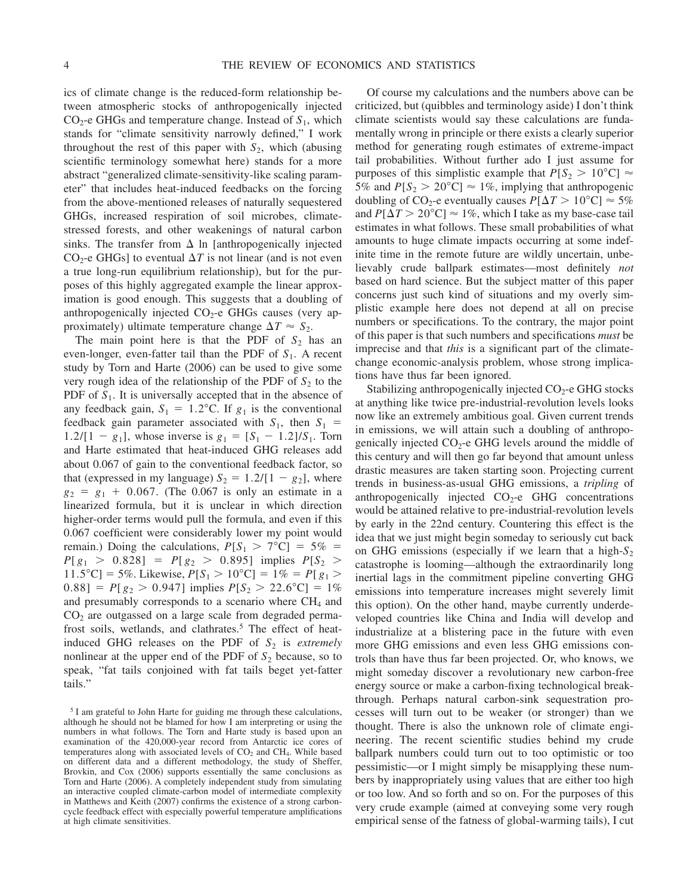ics of climate change is the reduced-form relationship between atmospheric stocks of anthropogenically injected $CO_2$-e GHGs and temperature change. Instead of $S_1$, which stands for "climate sensitivity narrowly defined," I work throughout the rest of this paper with $S_2$, which (abusing scientific terminology somewhat here) stands for a more abstract "generalized climate-sensitivity-like scaling parameter" that includes heat-induced feedbacks on the forcing from the above-mentioned releases of naturally sequestered GHGs, increased respiration of soil microbes, climate-stressed forests, and other weakenings of natural carbon sinks. The transfer from $\Delta$ ln [anthropogenically injected $CO_2$-e GHGs] to eventual $\Delta T$ is not linear (and is not even a true long-run equilibrium relationship), but for the purposes of this highly aggregated example the linear approximation is good enough. This suggests that a doubling of anthropogenically injected $CO_2$-e GHGs causes (very approximately) ultimate temperature change $\Delta T \approx S_2$.

The main point here is that the PDF of $S_2$ has an even-longer, even-fatter tail than the PDF of $S_1$. A recent study by Torn and Harte (2006) can be used to give some very rough idea of the relationship of the PDF of $S_2$ to the PDF of $S_1$. It is universally accepted that in the absence of any feedback gain, $S_1 = 1.2°C$. If $g_1$ is the conventional feedback gain parameter associated with $S_1$, then $S_1 = 1.2/[1 - g_1]$, whose inverse is $g_1 = [S_1 - 1.2]/S_1$. Torn and Harte estimated that heat-induced GHG releases add about 0.067 of gain to the conventional feedback factor, so that (expressed in my language) $S_2 = 1.2/[1 - g_2]$, where $g_2 = g_1 + 0.067$. (The 0.067 is only an estimate in a linearized formula, but it is unclear in which direction higher-order terms would pull the formula, and even if this 0.067 coefficient were considerably lower my point would remain.) Doing the calculations, $P[S_1 > 7°C] = 5\% = P[g_1 > 0.828] = P[g_2 > 0.895]$ implies $P[S_2 > 11.5°C] = 5\%$. Likewise, $P[S_1 > 10°C] = 1\% = P[g_1 > 0.88] = P[g_2 > 0.947]$ implies $P[S_2 > 22.6°C] = 1\%$ and presumably corresponds to a scenario where $CH_4$ and $CO_2$ are outgassed on a large scale from degraded permafrost soils, wetlands, and clathrates.[5] The effect of heat-induced GHG releases on the PDF of $S_2$ is *extremely* nonlinear at the upper end of the PDF of $S_2$ because, so to speak, "fat tails conjoined with fat tails beget yet-fatter tails."

Of course my calculations and the numbers above can be criticized, but (quibbles and terminology aside) I don't think climate scientists would say these calculations are fundamentally wrong in principle or there exists a clearly superior method for generating rough estimates of extreme-impact tail probabilities. Without further ado I just assume for purposes of this simplistic example that $P[S_2 > 10°C] \approx 5\%$ and $P[S_2 > 20°C] \approx 1\%$, implying that anthropogenic doubling of $CO_2$-e eventually causes $P[\Delta T > 10°C] \approx 5\%$ and $P[\Delta T > 20°C] \approx 1\%$, which I take as my base-case tail estimates in what follows. These small probabilities of what amounts to huge climate impacts occurring at some indefinite time in the remote future are wildly uncertain, unbelievably crude ballpark estimates—most definitely *not* based on hard science. But the subject matter of this paper concerns just such kind of situations and my overly simplistic example here does not depend at all on precise numbers or specifications. To the contrary, the major point of this paper is that such numbers and specifications *must* be imprecise and that *this* is a significant part of the climate-change economic-analysis problem, whose strong implications have thus far been ignored.

Stabilizing anthropogenically injected $CO_2$-e GHG stocks at anything like twice pre-industrial-revolution levels looks now like an extremely ambitious goal. Given current trends in emissions, we will attain such a doubling of anthropogenically injected $CO_2$-e GHG levels around the middle of this century and will then go far beyond that amount unless drastic measures are taken starting soon. Projecting current trends in business-as-usual GHG emissions, a *tripling* of anthropogenically injected $CO_2$-e GHG concentrations would be attained relative to pre-industrial-revolution levels by early in the 22nd century. Countering this effect is the idea that we just might begin someday to seriously cut back on GHG emissions (especially if we learn that a high-$S_2$ catastrophe is looming—although the extraordinarily long inertial lags in the commitment pipeline converting GHG emissions into temperature increases might severely limit this option). On the other hand, maybe currently underdeveloped countries like China and India will develop and industrialize at a blistering pace in the future with even more GHG emissions and even less GHG emissions controls than have thus far been projected. Or, who knows, we might someday discover a revolutionary new carbon-free energy source or make a carbon-fixing technological breakthrough. Perhaps natural carbon-sink sequestration processes will turn out to be weaker (or stronger) than we thought. There is also the unknown role of climate engineering. The recent scientific studies behind my crude ballpark numbers could turn out to too optimistic or too pessimistic—or I might simply be misapplying these numbers by inappropriately using values that are either too high or too low. And so forth and so on. For the purposes of this very crude example (aimed at conveying some very rough empirical sense of the fatness of global-warming tails), I cut

[5] I am grateful to John Harte for guiding me through these calculations, although he should not be blamed for how I am interpreting or using the numbers in what follows. The Torn and Harte study is based upon an examination of the 420,000-year record from Antarctic ice cores of temperatures along with associated levels of $CO_2$ and $CH_4$. While based on different data and a different methodology, the study of Sheffer, Brovkin, and Cox (2006) supports essentially the same conclusions as Torn and Harte (2006). A completely independent study from simulating an interactive coupled climate-carbon model of intermediate complexity in Matthews and Keith (2007) confirms the existence of a strong carbon-cycle feedback effect with especially powerful temperature amplifications at high climate sensitivities.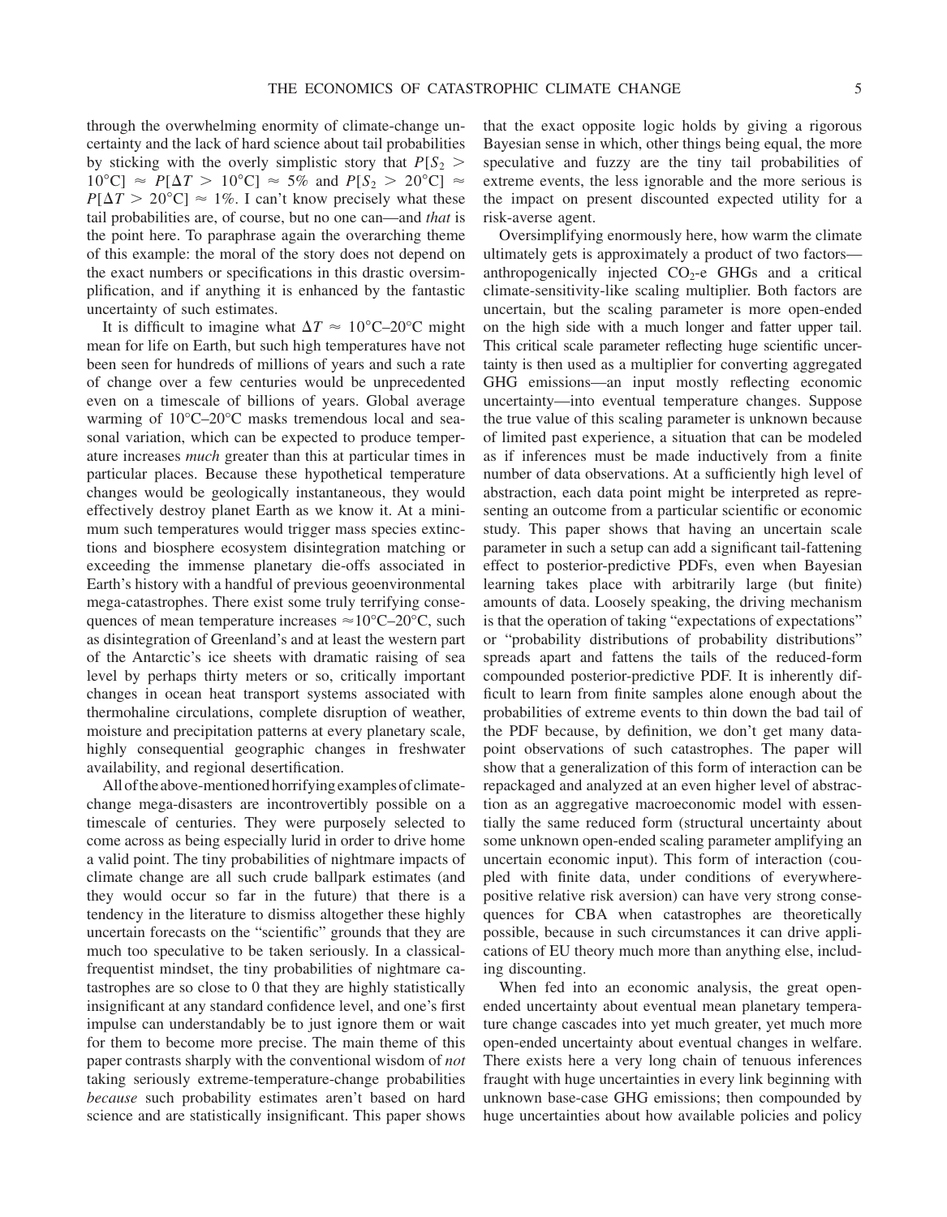through the overwhelming enormity of climate-change uncertainty and the lack of hard science about tail probabilities by sticking with the overly simplistic story that $P[S_2 > 10°C] \approx P[\Delta T > 10°C] \approx 5\%$ and $P[S_2 > 20°C] \approx P[\Delta T > 20°C] \approx 1\%$. I can't know precisely what these tail probabilities are, of course, but no one can—and *that* is the point here. To paraphrase again the overarching theme of this example: the moral of the story does not depend on the exact numbers or specifications in this drastic oversimplification, and if anything it is enhanced by the fantastic uncertainty of such estimates.

It is difficult to imagine what $\Delta T \approx 10°C$–$20°C$ might mean for life on Earth, but such high temperatures have not been seen for hundreds of millions of years and such a rate of change over a few centuries would be unprecedented even on a timescale of billions of years. Global average warming of 10°C–20°C masks tremendous local and seasonal variation, which can be expected to produce temperature increases *much* greater than this at particular times in particular places. Because these hypothetical temperature changes would be geologically instantaneous, they would effectively destroy planet Earth as we know it. At a minimum such temperatures would trigger mass species extinctions and biosphere ecosystem disintegration matching or exceeding the immense planetary die-offs associated in Earth's history with a handful of previous geoenvironmental mega-catastrophes. There exist some truly terrifying consequences of mean temperature increases ≈10°C–20°C, such as disintegration of Greenland's and at least the western part of the Antarctic's ice sheets with dramatic raising of sea level by perhaps thirty meters or so, critically important changes in ocean heat transport systems associated with thermohaline circulations, complete disruption of weather, moisture and precipitation patterns at every planetary scale, highly consequential geographic changes in freshwater availability, and regional desertification.

All of the above-mentioned horrifying examples of climate-change mega-disasters are incontrovertibly possible on a timescale of centuries. They were purposely selected to come across as being especially lurid in order to drive home a valid point. The tiny probabilities of nightmare impacts of climate change are all such crude ballpark estimates (and they would occur so far in the future) that there is a tendency in the literature to dismiss altogether these highly uncertain forecasts on the "scientific" grounds that they are much too speculative to be taken seriously. In a classical-frequentist mindset, the tiny probabilities of nightmare catastrophes are so close to 0 that they are highly statistically insignificant at any standard confidence level, and one's first impulse can understandably be to just ignore them or wait for them to become more precise. The main theme of this paper contrasts sharply with the conventional wisdom of *not* taking seriously extreme-temperature-change probabilities *because* such probability estimates aren't based on hard science and are statistically insignificant. This paper shows that the exact opposite logic holds by giving a rigorous Bayesian sense in which, other things being equal, the more speculative and fuzzy are the tiny tail probabilities of extreme events, the less ignorable and the more serious is the impact on present discounted expected utility for a risk-averse agent.

Oversimplifying enormously here, how warm the climate ultimately gets is approximately a product of two factors—anthropogenically injected $CO_2$-e GHGs and a critical climate-sensitivity-like scaling multiplier. Both factors are uncertain, but the scaling parameter is more open-ended on the high side with a much longer and fatter upper tail. This critical scale parameter reflecting huge scientific uncertainty is then used as a multiplier for converting aggregated GHG emissions—an input mostly reflecting economic uncertainty—into eventual temperature changes. Suppose the true value of this scaling parameter is unknown because of limited past experience, a situation that can be modeled as if inferences must be made inductively from a finite number of data observations. At a sufficiently high level of abstraction, each data point might be interpreted as representing an outcome from a particular scientific or economic study. This paper shows that having an uncertain scale parameter in such a setup can add a significant tail-fattening effect to posterior-predictive PDFs, even when Bayesian learning takes place with arbitrarily large (but finite) amounts of data. Loosely speaking, the driving mechanism is that the operation of taking "expectations of expectations" or "probability distributions of probability distributions" spreads apart and fattens the tails of the reduced-form compounded posterior-predictive PDF. It is inherently difficult to learn from finite samples alone enough about the probabilities of extreme events to thin down the bad tail of the PDF because, by definition, we don't get many data-point observations of such catastrophes. The paper will show that a generalization of this form of interaction can be repackaged and analyzed at an even higher level of abstraction as an aggregative macroeconomic model with essentially the same reduced form (structural uncertainty about some unknown open-ended scaling parameter amplifying an uncertain economic input). This form of interaction (coupled with finite data, under conditions of everywhere-positive relative risk aversion) can have very strong consequences for CBA when catastrophes are theoretically possible, because in such circumstances it can drive applications of EU theory much more than anything else, including discounting.

When fed into an economic analysis, the great open-ended uncertainty about eventual mean planetary temperature change cascades into yet much greater, yet much more open-ended uncertainty about eventual changes in welfare. There exists here a very long chain of tenuous inferences fraught with huge uncertainties in every link beginning with unknown base-case GHG emissions; then compounded by huge uncertainties about how available policies and policy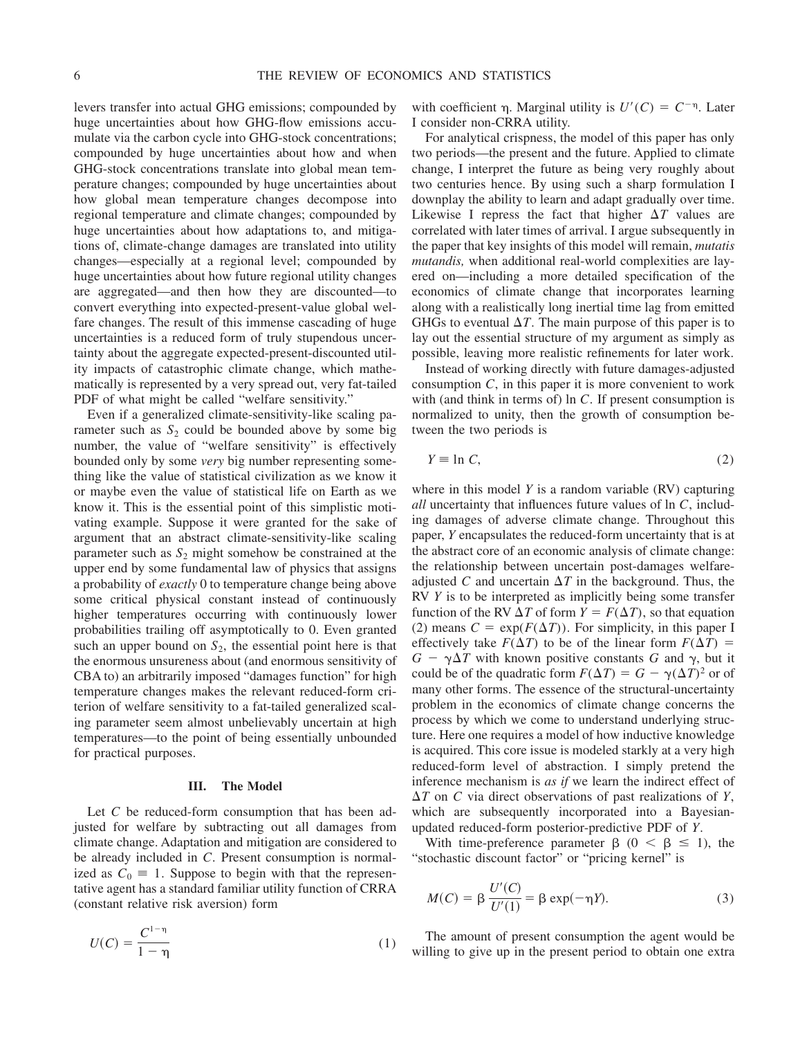levers transfer into actual GHG emissions; compounded by huge uncertainties about how GHG-flow emissions accumulate via the carbon cycle into GHG-stock concentrations; compounded by huge uncertainties about how and when GHG-stock concentrations translate into global mean temperature changes; compounded by huge uncertainties about how global mean temperature changes decompose into regional temperature and climate changes; compounded by huge uncertainties about how adaptations to, and mitigations of, climate-change damages are translated into utility changes—especially at a regional level; compounded by huge uncertainties about how future regional utility changes are aggregated—and then how they are discounted—to convert everything into expected-present-value global welfare changes. The result of this immense cascading of huge uncertainties is a reduced form of truly stupendous uncertainty about the aggregate expected-present-discounted utility impacts of catastrophic climate change, which mathematically is represented by a very spread out, very fat-tailed PDF of what might be called "welfare sensitivity."

Even if a generalized climate-sensitivity-like scaling parameter such as $S_2$ could be bounded above by some big number, the value of "welfare sensitivity" is effectively bounded only by some *very* big number representing something like the value of statistical civilization as we know it or maybe even the value of statistical life on Earth as we know it. This is the essential point of this simplistic motivating example. Suppose it were granted for the sake of argument that an abstract climate-sensitivity-like scaling parameter such as $S_2$ might somehow be constrained at the upper end by some fundamental law of physics that assigns a probability of *exactly* 0 to temperature change being above some critical physical constant instead of continuously higher temperatures occurring with continuously lower probabilities trailing off asymptotically to 0. Even granted such an upper bound on $S_2$, the essential point here is that the enormous unsureness about (and enormous sensitivity of CBA to) an arbitrarily imposed "damages function" for high temperature changes makes the relevant reduced-form criterion of welfare sensitivity to a fat-tailed generalized scaling parameter seem almost unbelievably uncertain at high temperatures—to the point of being essentially unbounded for practical purposes.

## III. The Model

Let $C$ be reduced-form consumption that has been adjusted for welfare by subtracting out all damages from climate change. Adaptation and mitigation are considered to be already included in $C$. Present consumption is normalized as $C_0 \equiv 1$. Suppose to begin with that the representative agent has a standard familiar utility function of CRRA (constant relative risk aversion) form

$$U(C) = \frac{C^{1-\eta}}{1-\eta} \tag{1}$$

with coefficient $\eta$. Marginal utility is $U'(C) = C^{-\eta}$. Later I consider non-CRRA utility.

For analytical crispness, the model of this paper has only two periods—the present and the future. Applied to climate change, I interpret the future as being very roughly about two centuries hence. By using such a sharp formulation I downplay the ability to learn and adapt gradually over time. Likewise I repress the fact that higher $\Delta T$ values are correlated with later times of arrival. I argue subsequently in the paper that key insights of this model will remain, *mutatis mutandis,* when additional real-world complexities are layered on—including a more detailed specification of the economics of climate change that incorporates learning along with a realistically long inertial time lag from emitted GHGs to eventual $\Delta T$. The main purpose of this paper is to lay out the essential structure of my argument as simply as possible, leaving more realistic refinements for later work.

Instead of working directly with future damages-adjusted consumption $C$, in this paper it is more convenient to work with (and think in terms of) $\ln C$. If present consumption is normalized to unity, then the growth of consumption between the two periods is

$$Y \equiv \ln C, \tag{2}$$

where in this model $Y$ is a random variable (RV) capturing *all* uncertainty that influences future values of $\ln C$, including damages of adverse climate change. Throughout this paper, $Y$ encapsulates the reduced-form uncertainty that is at the abstract core of an economic analysis of climate change: the relationship between uncertain post-damages welfare-adjusted $C$ and uncertain $\Delta T$ in the background. Thus, the RV $Y$ is to be interpreted as implicitly being some transfer function of the RV $\Delta T$ of form $Y = F(\Delta T)$, so that equation (2) means $C = \exp(F(\Delta T))$. For simplicity, in this paper I effectively take $F(\Delta T)$ to be of the linear form $F(\Delta T) = G - \gamma \Delta T$ with known positive constants $G$ and $\gamma$, but it could be of the quadratic form $F(\Delta T) = G - \gamma(\Delta T)^2$ or of many other forms. The essence of the structural-uncertainty problem in the economics of climate change concerns the process by which we come to understand underlying structure. Here one requires a model of how inductive knowledge is acquired. This core issue is modeled starkly at a very high reduced-form level of abstraction. I simply pretend the inference mechanism is *as if* we learn the indirect effect of $\Delta T$ on $C$ via direct observations of past realizations of $Y$, which are subsequently incorporated into a Bayesian-updated reduced-form posterior-predictive PDF of $Y$.

With time-preference parameter $\beta$ ($0 < \beta \leq 1$), the "stochastic discount factor" or "pricing kernel" is

$$M(C) = \beta \frac{U'(C)}{U'(1)} = \beta \exp(-\eta Y). \tag{3}$$

The amount of present consumption the agent would be willing to give up in the present period to obtain one extra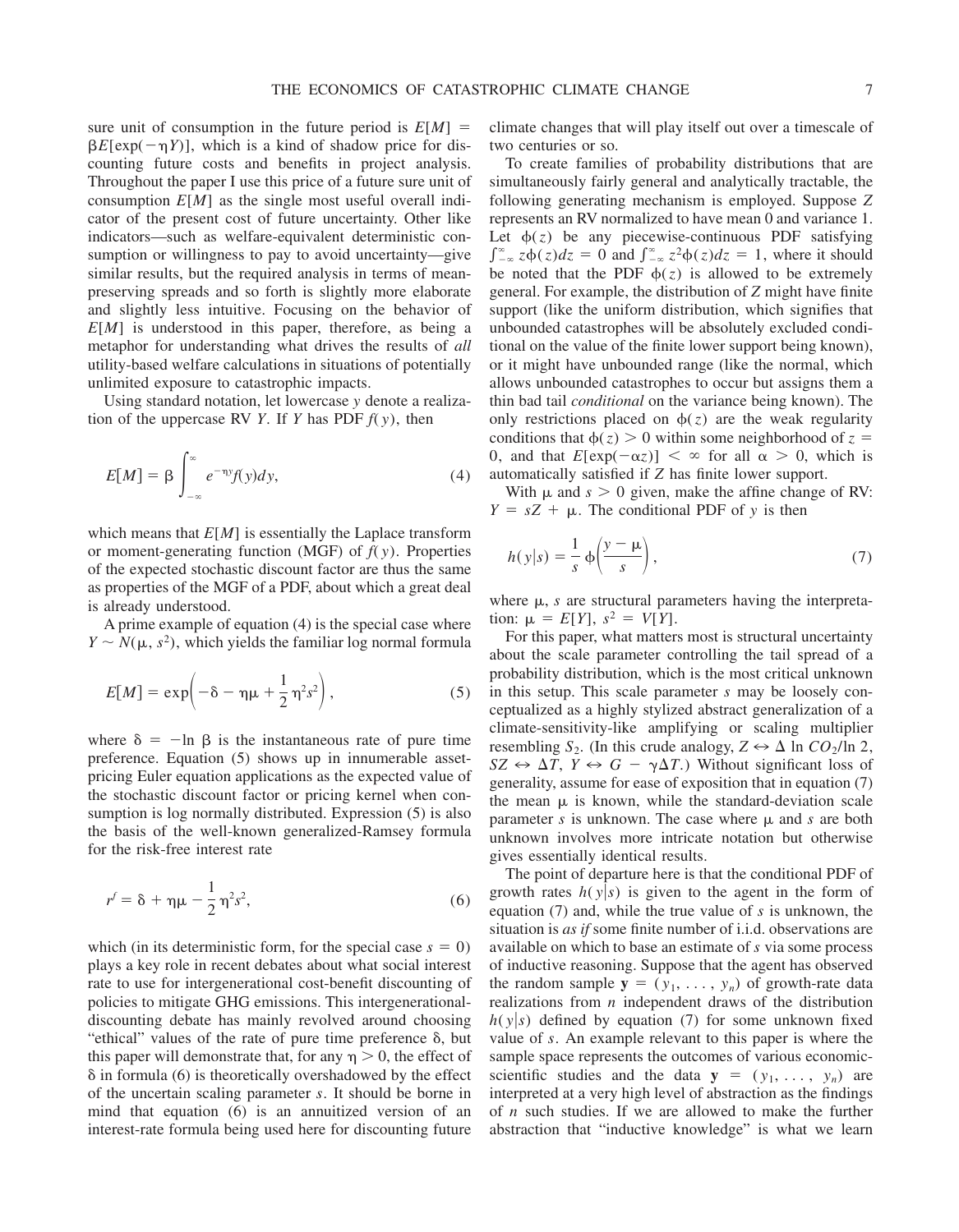sure unit of consumption in the future period is $E[M] = \beta E[\exp(-\eta Y)]$, which is a kind of shadow price for discounting future costs and benefits in project analysis. Throughout the paper I use this price of a future sure unit of consumption $E[M]$ as the single most useful overall indicator of the present cost of future uncertainty. Other like indicators—such as welfare-equivalent deterministic consumption or willingness to pay to avoid uncertainty—give similar results, but the required analysis in terms of mean-preserving spreads and so forth is slightly more elaborate and slightly less intuitive. Focusing on the behavior of $E[M]$ is understood in this paper, therefore, as being a metaphor for understanding what drives the results of *all* utility-based welfare calculations in situations of potentially unlimited exposure to catastrophic impacts.

Using standard notation, let lowercase $y$ denote a realization of the uppercase RV $Y$. If $Y$ has PDF $f(y)$, then

$$E[M] = \beta \int_{-\infty}^{\infty} e^{-\eta y} f(y) dy, \tag{4}$$

which means that $E[M]$ is essentially the Laplace transform or moment-generating function (MGF) of $f(y)$. Properties of the expected stochastic discount factor are thus the same as properties of the MGF of a PDF, about which a great deal is already understood.

A prime example of equation (4) is the special case where $Y \sim N(\mu, s^2)$, which yields the familiar log normal formula

$$E[M] = \exp\left(-\delta - \eta\mu + \frac{1}{2}\eta^2 s^2\right), \tag{5}$$

where $\delta = -\ln \beta$ is the instantaneous rate of pure time preference. Equation (5) shows up in innumerable asset-pricing Euler equation applications as the expected value of the stochastic discount factor or pricing kernel when consumption is log normally distributed. Expression (5) is also the basis of the well-known generalized-Ramsey formula for the risk-free interest rate

$$r^f = \delta + \eta\mu - \frac{1}{2}\eta^2 s^2, \tag{6}$$

which (in its deterministic form, for the special case $s = 0$) plays a key role in recent debates about what social interest rate to use for intergenerational cost-benefit discounting of policies to mitigate GHG emissions. This intergenerational-discounting debate has mainly revolved around choosing "ethical" values of the rate of pure time preference $\delta$, but this paper will demonstrate that, for any $\eta > 0$, the effect of $\delta$ in formula (6) is theoretically overshadowed by the effect of the uncertain scaling parameter $s$. It should be borne in mind that equation (6) is an annuitized version of an interest-rate formula being used here for discounting future climate changes that will play itself out over a timescale of two centuries or so.

To create families of probability distributions that are simultaneously fairly general and analytically tractable, the following generating mechanism is employed. Suppose $Z$ represents an RV normalized to have mean 0 and variance 1. Let $\phi(z)$ be any piecewise-continuous PDF satisfying $\int_{-\infty}^{\infty} z\phi(z)dz = 0$ and $\int_{-\infty}^{\infty} z^2\phi(z)dz = 1$, where it should be noted that the PDF $\phi(z)$ is allowed to be extremely general. For example, the distribution of $Z$ might have finite support (like the uniform distribution, which signifies that unbounded catastrophes will be absolutely excluded conditional on the value of the finite lower support being known), or it might have unbounded range (like the normal, which allows unbounded catastrophes to occur but assigns them a thin bad tail *conditional* on the variance being known). The only restrictions placed on $\phi(z)$ are the weak regularity conditions that $\phi(z) > 0$ within some neighborhood of $z = 0$, and that $E[\exp(-\alpha z)] < \infty$ for all $\alpha > 0$, which is automatically satisfied if $Z$ has finite lower support.

With $\mu$ and $s > 0$ given, make the affine change of RV: $Y = sZ + \mu$. The conditional PDF of $y$ is then

$$h(y|s) = \frac{1}{s}\phi\left(\frac{y - \mu}{s}\right), \tag{7}$$

where $\mu$, $s$ are structural parameters having the interpretation: $\mu = E[Y]$, $s^2 = V[Y]$.

For this paper, what matters most is structural uncertainty about the scale parameter controlling the tail spread of a probability distribution, which is the most critical unknown in this setup. This scale parameter $s$ may be loosely conceptualized as a highly stylized abstract generalization of a climate-sensitivity-like amplifying or scaling multiplier resembling $S_2$. (In this crude analogy, $Z \leftrightarrow \Delta \ln CO_2/\ln 2$, $SZ \leftrightarrow \Delta T$, $Y \leftrightarrow G - \gamma\Delta T$.) Without significant loss of generality, assume for ease of exposition that in equation (7) the mean $\mu$ is known, while the standard-deviation scale parameter $s$ is unknown. The case where $\mu$ and $s$ are both unknown involves more intricate notation but otherwise gives essentially identical results.

The point of departure here is that the conditional PDF of growth rates $h(y|s)$ is given to the agent in the form of equation (7) and, while the true value of $s$ is unknown, the situation is *as if* some finite number of i.i.d. observations are available on which to base an estimate of $s$ via some process of inductive reasoning. Suppose that the agent has observed the random sample $\mathbf{y} = (y_1, \ldots, y_n)$ of growth-rate data realizations from $n$ independent draws of the distribution $h(y|s)$ defined by equation (7) for some unknown fixed value of $s$. An example relevant to this paper is where the sample space represents the outcomes of various economic-scientific studies and the data $\mathbf{y} = (y_1, \ldots, y_n)$ are interpreted at a very high level of abstraction as the findings of $n$ such studies. If we are allowed to make the further abstraction that "inductive knowledge" is what we learn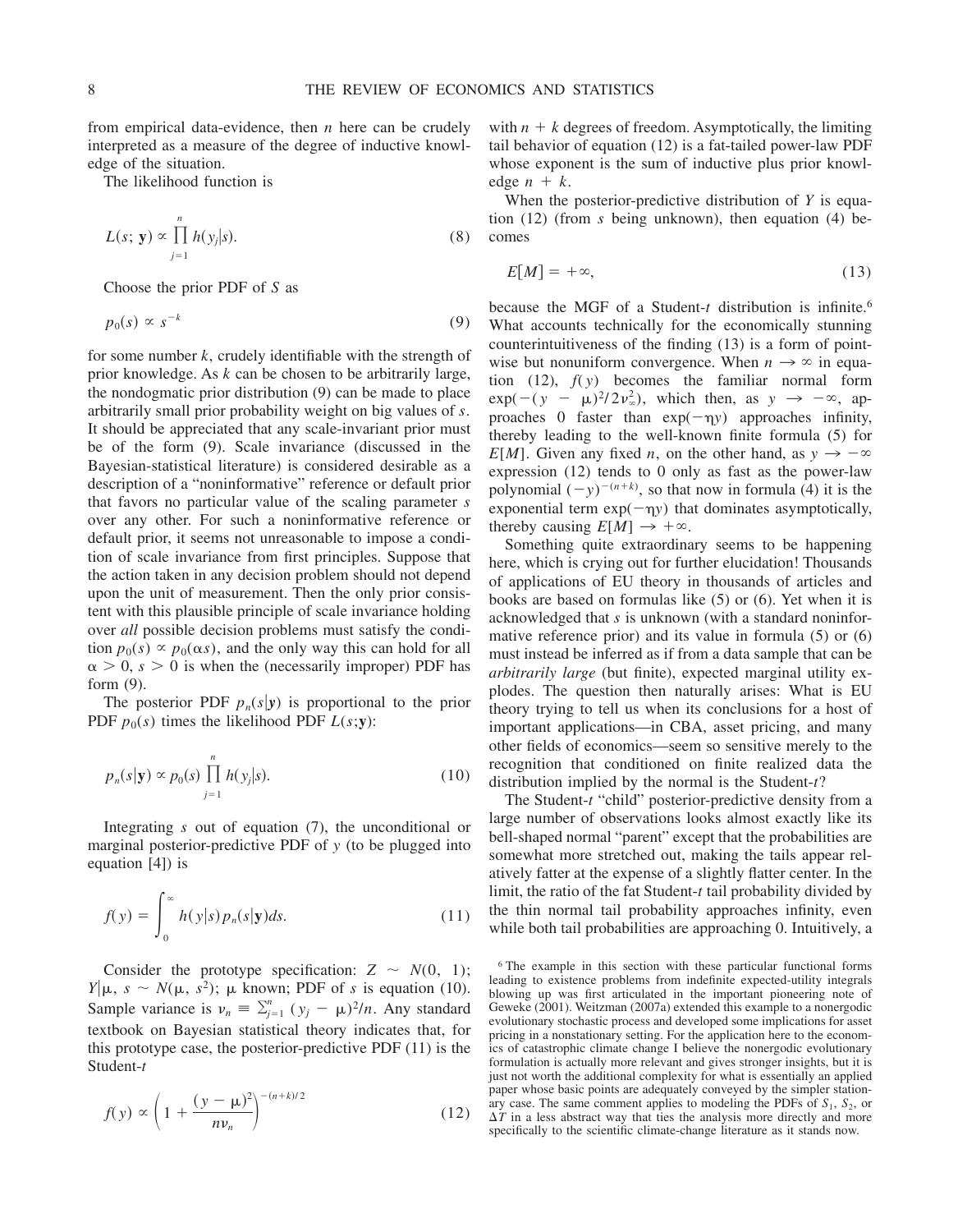from empirical data-evidence, then $n$ here can be crudely interpreted as a measure of the degree of inductive knowledge of the situation.

The likelihood function is

$$L(s;\, \mathbf{y}) \propto \prod_{j=1}^{n} h(y_j|s). \tag{8}$$

Choose the prior PDF of $S$ as

$$p_0(s) \propto s^{-k} \tag{9}$$

for some number $k$, crudely identifiable with the strength of prior knowledge. As $k$ can be chosen to be arbitrarily large, the nondogmatic prior distribution (9) can be made to place arbitrarily small prior probability weight on big values of $s$. It should be appreciated that any scale-invariant prior must be of the form (9). Scale invariance (discussed in the Bayesian-statistical literature) is considered desirable as a description of a "noninformative" reference or default prior that favors no particular value of the scaling parameter $s$ over any other. For such a noninformative reference or default prior, it seems not unreasonable to impose a condition of scale invariance from first principles. Suppose that the action taken in any decision problem should not depend upon the unit of measurement. Then the only prior consistent with this plausible principle of scale invariance holding over *all* possible decision problems must satisfy the condition $p_0(s) \propto p_0(\alpha s)$, and the only way this can hold for all $\alpha > 0$, $s > 0$ is when the (necessarily improper) PDF has form (9).

The posterior PDF $p_n(s|\mathbf{y})$ is proportional to the prior PDF $p_0(s)$ times the likelihood PDF $L(s;\mathbf{y})$:

$$p_n(s|\mathbf{y}) \propto p_0(s) \prod_{j=1}^{n} h(y_j|s). \tag{10}$$

Integrating $s$ out of equation (7), the unconditional or marginal posterior-predictive PDF of $y$ (to be plugged into equation [4]) is

$$f(y) = \int_{0}^{\infty} h(y|s)\, p_n(s|\mathbf{y}) ds. \tag{11}$$

Consider the prototype specification: $Z \sim N(0,\, 1)$; $Y|\mu,\, s \sim N(\mu,\, s^2)$; $\mu$ known; PDF of $s$ is equation (10). Sample variance is $\nu_n \equiv \sum_{j=1}^{n} (y_j - \mu)^2/n$. Any standard textbook on Bayesian statistical theory indicates that, for this prototype case, the posterior-predictive PDF (11) is the Student-$t$

$$f(y) \propto \left(1 + \frac{(y - \mu)^2}{n\nu_n}\right)^{-(n+k)/2} \tag{12}$$

with $n + k$ degrees of freedom. Asymptotically, the limiting tail behavior of equation (12) is a fat-tailed power-law PDF whose exponent is the sum of inductive plus prior knowledge $n + k$.

When the posterior-predictive distribution of $Y$ is equation (12) (from $s$ being unknown), then equation (4) becomes

$$E[M] = +\infty, \tag{13}$$

because the MGF of a Student-$t$ distribution is infinite.[6] What accounts technically for the economically stunning counterintuitiveness of the finding (13) is a form of pointwise but nonuniform convergence. When $n \to \infty$ in equation (12), $f(y)$ becomes the familiar normal form $\exp(-(y - \mu)^2/2\nu_\infty^2)$, which then, as $y \to -\infty$, approaches 0 faster than $\exp(-\eta y)$ approaches infinity, thereby leading to the well-known finite formula (5) for $E[M]$. Given any fixed $n$, on the other hand, as $y \to -\infty$ expression (12) tends to 0 only as fast as the power-law polynomial $(-y)^{-(n+k)}$, so that now in formula (4) it is the exponential term $\exp(-\eta y)$ that dominates asymptotically, thereby causing $E[M] \to +\infty$.

Something quite extraordinary seems to be happening here, which is crying out for further elucidation! Thousands of applications of EU theory in thousands of articles and books are based on formulas like (5) or (6). Yet when it is acknowledged that $s$ is unknown (with a standard noninformative reference prior) and its value in formula (5) or (6) must instead be inferred as if from a data sample that can be *arbitrarily large* (but finite), expected marginal utility explodes. The question then naturally arises: What is EU theory trying to tell us when its conclusions for a host of important applications—in CBA, asset pricing, and many other fields of economics—seem so sensitive merely to the recognition that conditioned on finite realized data the distribution implied by the normal is the Student-$t$?

The Student-$t$ "child" posterior-predictive density from a large number of observations looks almost exactly like its bell-shaped normal "parent" except that the probabilities are somewhat more stretched out, making the tails appear relatively fatter at the expense of a slightly flatter center. In the limit, the ratio of the fat Student-$t$ tail probability divided by the thin normal tail probability approaches infinity, even while both tail probabilities are approaching 0. Intuitively, a

[6] The example in this section with these particular functional forms leading to existence problems from indefinite expected-utility integrals blowing up was first articulated in the important pioneering note of Geweke (2001). Weitzman (2007a) extended this example to a nonergodic evolutionary stochastic process and developed some implications for asset pricing in a nonstationary setting. For the application here to the economics of catastrophic climate change I believe the nonergodic evolutionary formulation is actually more relevant and gives stronger insights, but it is just not worth the additional complexity for what is essentially an applied paper whose basic points are adequately conveyed by the simpler stationary case. The same comment applies to modeling the PDFs of $S_1$, $S_2$, or $\Delta T$ in a less abstract way that ties the analysis more directly and more specifically to the scientific climate-change literature as it stands now.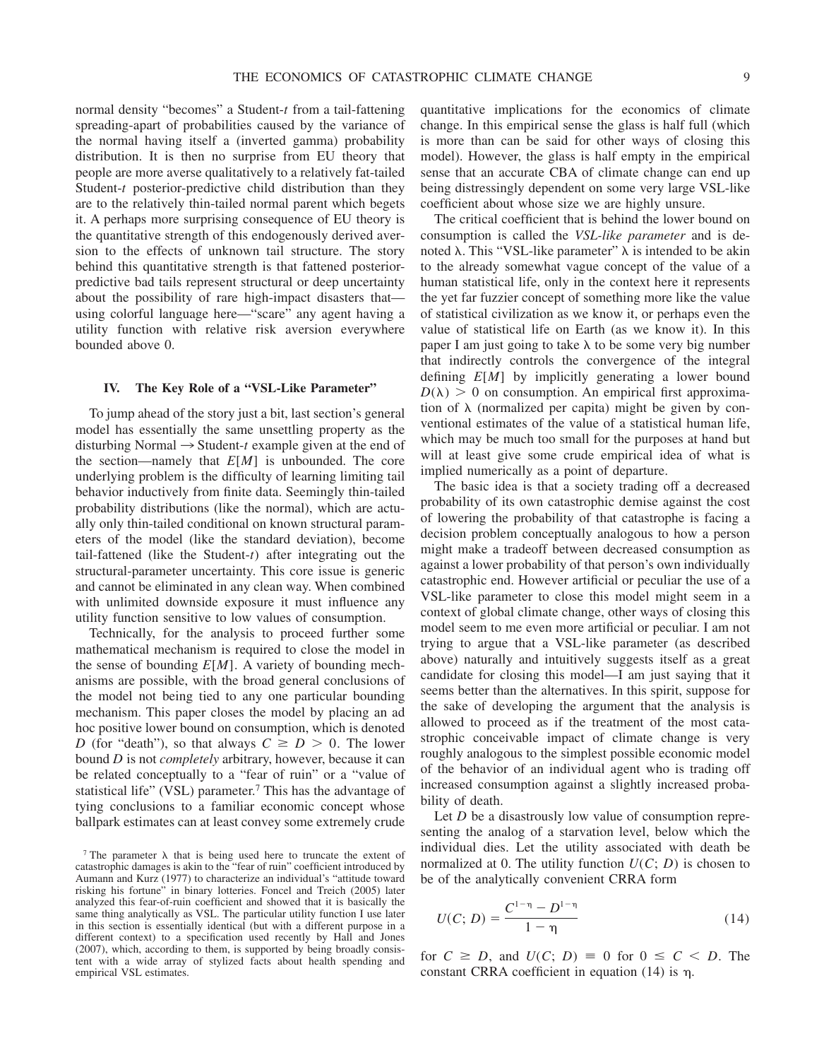normal density "becomes" a Student-$t$ from a tail-fattening spreading-apart of probabilities caused by the variance of the normal having itself a (inverted gamma) probability distribution. It is then no surprise from EU theory that people are more averse qualitatively to a relatively fat-tailed Student-$t$ posterior-predictive child distribution than they are to the relatively thin-tailed normal parent which begets it. A perhaps more surprising consequence of EU theory is the quantitative strength of this endogenously derived aversion to the effects of unknown tail structure. The story behind this quantitative strength is that fattened posterior-predictive bad tails represent structural or deep uncertainty about the possibility of rare high-impact disasters that—using colorful language here—"scare" any agent having a utility function with relative risk aversion everywhere bounded above 0.

## IV. The Key Role of a "VSL-Like Parameter"

To jump ahead of the story just a bit, last section's general model has essentially the same unsettling property as the disturbing Normal → Student-$t$ example given at the end of the section—namely that $E[M]$ is unbounded. The core underlying problem is the difficulty of learning limiting tail behavior inductively from finite data. Seemingly thin-tailed probability distributions (like the normal), which are actually only thin-tailed conditional on known structural parameters of the model (like the standard deviation), become tail-fattened (like the Student-$t$) after integrating out the structural-parameter uncertainty. This core issue is generic and cannot be eliminated in any clean way. When combined with unlimited downside exposure it must influence any utility function sensitive to low values of consumption.

Technically, for the analysis to proceed further some mathematical mechanism is required to close the model in the sense of bounding $E[M]$. A variety of bounding mechanisms are possible, with the broad general conclusions of the model not being tied to any one particular bounding mechanism. This paper closes the model by placing an ad hoc positive lower bound on consumption, which is denoted $D$ (for "death"), so that always $C \geq D > 0$. The lower bound $D$ is not *completely* arbitrary, however, because it can be related conceptually to a "fear of ruin" or a "value of statistical life" (VSL) parameter.[7] This has the advantage of tying conclusions to a familiar economic concept whose ballpark estimates can at least convey some extremely crude quantitative implications for the economics of climate change. In this empirical sense the glass is half full (which is more than can be said for other ways of closing this model). However, the glass is half empty in the empirical sense that an accurate CBA of climate change can end up being distressingly dependent on some very large VSL-like coefficient about whose size we are highly unsure.

The critical coefficient that is behind the lower bound on consumption is called the *VSL-like parameter* and is denoted $\lambda$. This "VSL-like parameter" $\lambda$ is intended to be akin to the already somewhat vague concept of the value of a human statistical life, only in the context here it represents the yet far fuzzier concept of something more like the value of statistical civilization as we know it, or perhaps even the value of statistical life on Earth (as we know it). In this paper I am just going to take $\lambda$ to be some very big number that indirectly controls the convergence of the integral defining $E[M]$ by implicitly generating a lower bound $D(\lambda) > 0$ on consumption. An empirical first approximation of $\lambda$ (normalized per capita) might be given by conventional estimates of the value of a statistical human life, which may be much too small for the purposes at hand but will at least give some crude empirical idea of what is implied numerically as a point of departure.

The basic idea is that a society trading off a decreased probability of its own catastrophic demise against the cost of lowering the probability of that catastrophe is facing a decision problem conceptually analogous to how a person might make a tradeoff between decreased consumption as against a lower probability of that person's own individually catastrophic end. However artificial or peculiar the use of a VSL-like parameter to close this model might seem in a context of global climate change, other ways of closing this model seem to me even more artificial or peculiar. I am not trying to argue that a VSL-like parameter (as described above) naturally and intuitively suggests itself as a great candidate for closing this model—I am just saying that it seems better than the alternatives. In this spirit, suppose for the sake of developing the argument that the analysis is allowed to proceed as if the treatment of the most catastrophic conceivable impact of climate change is very roughly analogous to the simplest possible economic model of the behavior of an individual agent who is trading off increased consumption against a slightly increased probability of death.

Let $D$ be a disastrously low value of consumption representing the analog of a starvation level, below which the individual dies. Let the utility associated with death be normalized at 0. The utility function $U(C; D)$ is chosen to be of the analytically convenient CRRA form

$$U(C; D) = \frac{C^{1-\eta} - D^{1-\eta}}{1 - \eta} \tag{14}$$

for $C \geq D$, and $U(C; D) \equiv 0$ for $0 \leq C < D$. The constant CRRA coefficient in equation (14) is $\eta$.

[7] The parameter $\lambda$ that is being used here to truncate the extent of catastrophic damages is akin to the "fear of ruin" coefficient introduced by Aumann and Kurz (1977) to characterize an individual's "attitude toward risking his fortune" in binary lotteries. Foncel and Treich (2005) later analyzed this fear-of-ruin coefficient and showed that it is basically the same thing analytically as VSL. The particular utility function I use later in this section is essentially identical (but with a different purpose in a different context) to a specification used recently by Hall and Jones (2007), which, according to them, is supported by being broadly consistent with a wide array of stylized facts about health spending and empirical VSL estimates.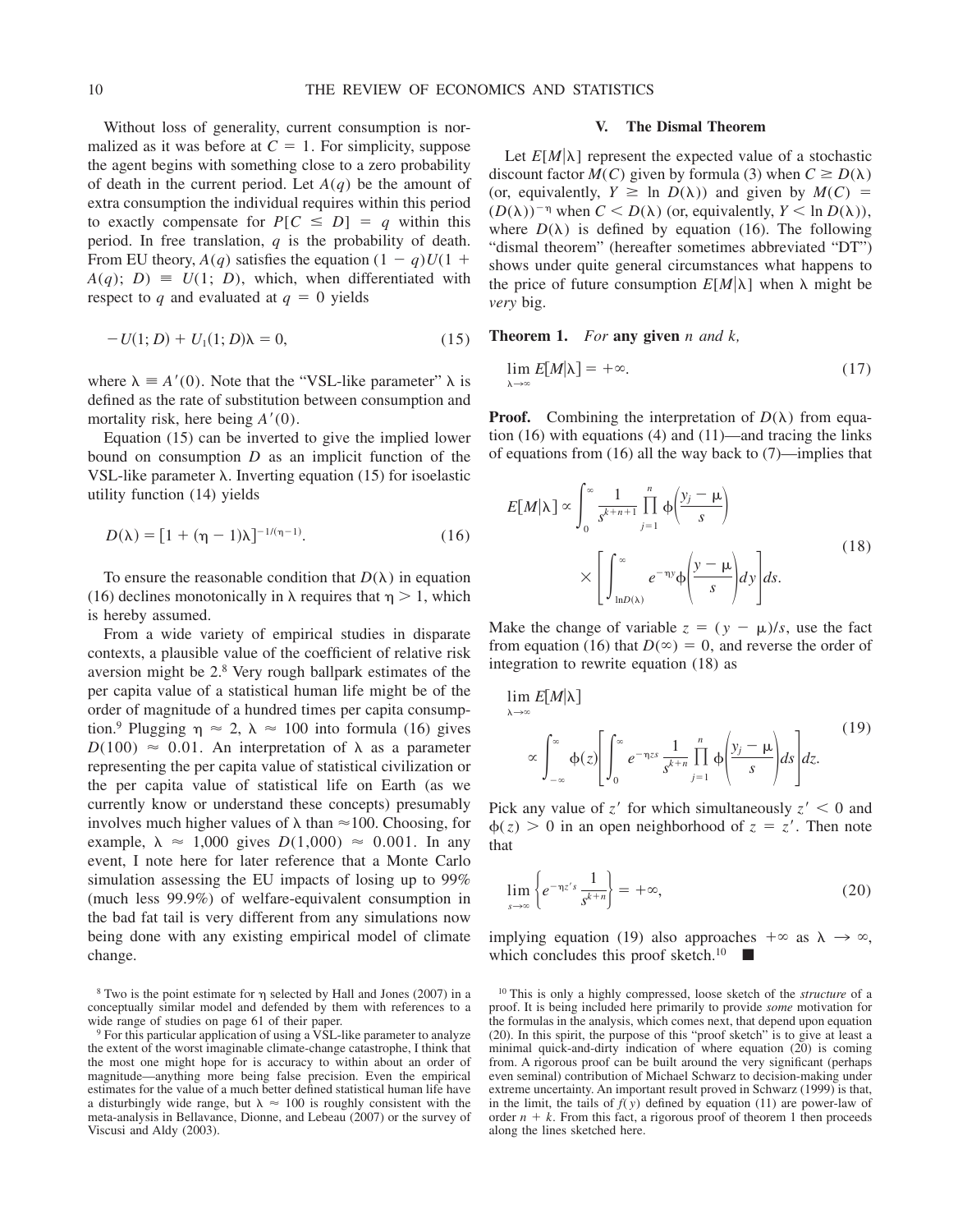Without loss of generality, current consumption is normalized as it was before at $C = 1$. For simplicity, suppose the agent begins with something close to a zero probability of death in the current period. Let $A(q)$ be the amount of extra consumption the individual requires within this period to exactly compensate for $P[C \leq D] = q$ within this period. In free translation, $q$ is the probability of death. From EU theory, $A(q)$ satisfies the equation $(1 - q)U(1 + A(q);\ D) \equiv U(1;\ D)$, which, when differentiated with respect to $q$ and evaluated at $q = 0$ yields

$$-U(1; D) + U_1(1; D)\lambda = 0, \tag{15}$$

where $\lambda \equiv A'(0)$. Note that the "VSL-like parameter" $\lambda$ is defined as the rate of substitution between consumption and mortality risk, here being $A'(0)$.

Equation (15) can be inverted to give the implied lower bound on consumption $D$ as an implicit function of the VSL-like parameter $\lambda$. Inverting equation (15) for isoelastic utility function (14) yields

$$D(\lambda) = [1 + (\eta - 1)\lambda]^{-1/(\eta-1)}. \tag{16}$$

To ensure the reasonable condition that $D(\lambda)$ in equation (16) declines monotonically in $\lambda$ requires that $\eta > 1$, which is hereby assumed.

From a wide variety of empirical studies in disparate contexts, a plausible value of the coefficient of relative risk aversion might be 2.[8] Very rough ballpark estimates of the per capita value of a statistical human life might be of the order of magnitude of a hundred times per capita consumption.[9] Plugging $\eta \approx 2$, $\lambda \approx 100$ into formula (16) gives $D(100) \approx 0.01$. An interpretation of $\lambda$ as a parameter representing the per capita value of statistical civilization or the per capita value of statistical life on Earth (as we currently know or understand these concepts) presumably involves much higher values of $\lambda$ than $\approx$100. Choosing, for example, $\lambda \approx 1{,}000$ gives $D(1{,}000) \approx 0.001$. In any event, I note here for later reference that a Monte Carlo simulation assessing the EU impacts of losing up to 99% (much less 99.9%) of welfare-equivalent consumption in the bad fat tail is very different from any simulations now being done with any existing empirical model of climate change.

## V. The Dismal Theorem

Let $E[M|\lambda]$ represent the expected value of a stochastic discount factor $M(C)$ given by formula (3) when $C \geq D(\lambda)$ (or, equivalently, $Y \geq \ln D(\lambda)$) and given by $M(C) = (D(\lambda))^{-\eta}$ when $C < D(\lambda)$ (or, equivalently, $Y < \ln D(\lambda)$), where $D(\lambda)$ is defined by equation (16). The following "dismal theorem" (hereafter sometimes abbreviated "DT") shows under quite general circumstances what happens to the price of future consumption $E[M|\lambda]$ when $\lambda$ might be *very* big.

**Theorem 1.** *For* **any given** *n and k,*

$$\lim_{\lambda \to \infty} E[M|\lambda] = +\infty. \tag{17}$$

**Proof.** Combining the interpretation of $D(\lambda)$ from equation (16) with equations (4) and (11)—and tracing the links of equations from (16) all the way back to (7)—implies that

$$E[M|\lambda] \propto \int_0^\infty \frac{1}{s^{k+n+1}} \prod_{j=1}^{n} \phi\left(\frac{y_j - \mu}{s}\right) \times \left[\int_{\ln D(\lambda)}^{\infty} e^{-\eta y} \phi\left(\frac{y - \mu}{s}\right) dy\right] ds. \tag{18}$$

Make the change of variable $z = (y - \mu)/s$, use the fact from equation (16) that $D(\infty) = 0$, and reverse the order of integration to rewrite equation (18) as

$$\lim_{\lambda \to \infty} E[M|\lambda] \propto \int_{-\infty}^{\infty} \phi(z) \left[\int_0^\infty e^{-\eta z s} \frac{1}{s^{k+n}} \prod_{j=1}^{n} \phi\left(\frac{y_j - \mu}{s}\right) ds\right] dz. \tag{19}$$

Pick any value of $z'$ for which simultaneously $z' < 0$ and $\phi(z) > 0$ in an open neighborhood of $z = z'$. Then note that

$$\lim_{s \to \infty} \left\{ e^{-\eta z' s} \frac{1}{s^{k+n}} \right\} = +\infty, \tag{20}$$

implying equation (19) also approaches $+\infty$ as $\lambda \to \infty$, which concludes this proof sketch.[10] ■

---

[8] Two is the point estimate for $\eta$ selected by Hall and Jones (2007) in a conceptually similar model and defended by them with references to a wide range of studies on page 61 of their paper.

[9] For this particular application of using a VSL-like parameter to analyze the extent of the worst imaginable climate-change catastrophe, I think that the most one might hope for is accuracy to within about an order of magnitude—anything more being false precision. Even the empirical estimates for the value of a much better defined statistical human life have a disturbingly wide range, but $\lambda \approx 100$ is roughly consistent with the meta-analysis in Bellavance, Dionne, and Lebeau (2007) or the survey of Viscusi and Aldy (2003).

[10] This is only a highly compressed, loose sketch of the *structure* of a proof. It is being included here primarily to provide *some* motivation for the formulas in the analysis, which comes next, that depend upon equation (20). In this spirit, the purpose of this "proof sketch" is to give at least a minimal quick-and-dirty indication of where equation (20) is coming from. A rigorous proof can be built around the very significant (perhaps even seminal) contribution of Michael Schwarz to decision-making under extreme uncertainty. An important result proved in Schwarz (1999) is that, in the limit, the tails of $f(y)$ defined by equation (11) are power-law of order $n + k$. From this fact, a rigorous proof of theorem 1 then proceeds along the lines sketched here.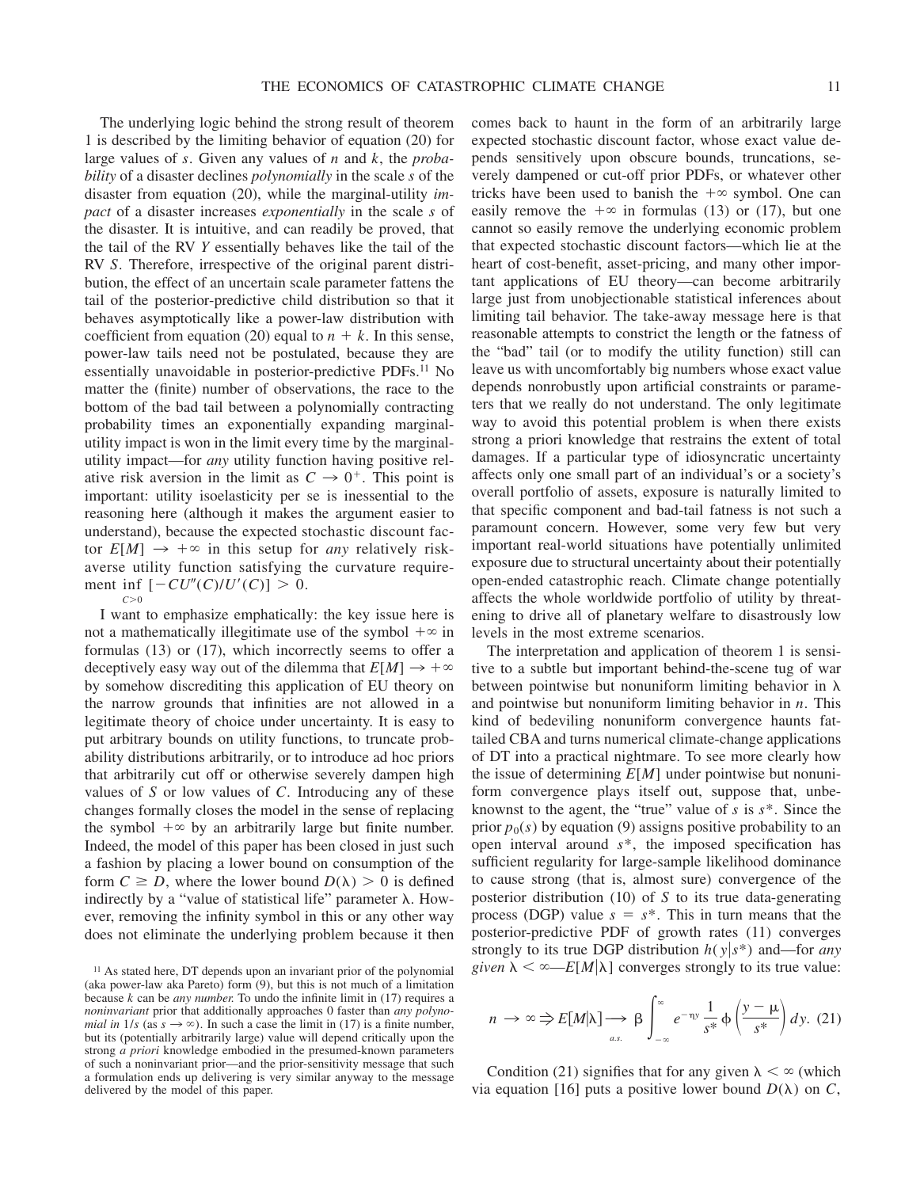The underlying logic behind the strong result of theorem 1 is described by the limiting behavior of equation (20) for large values of $s$. Given any values of $n$ and $k$, the *probability* of a disaster declines *polynomially* in the scale $s$ of the disaster from equation (20), while the marginal-utility *impact* of a disaster increases *exponentially* in the scale $s$ of the disaster. It is intuitive, and can readily be proved, that the tail of the RV $Y$ essentially behaves like the tail of the RV $S$. Therefore, irrespective of the original parent distribution, the effect of an uncertain scale parameter fattens the tail of the posterior-predictive child distribution so that it behaves asymptotically like a power-law distribution with coefficient from equation (20) equal to $n + k$. In this sense, power-law tails need not be postulated, because they are essentially unavoidable in posterior-predictive PDFs.[11] No matter the (finite) number of observations, the race to the bottom of the bad tail between a polynomially contracting probability times an exponentially expanding marginal-utility impact is won in the limit every time by the marginal-utility impact—for *any* utility function having positive relative risk aversion in the limit as $C \to 0^+$. This point is important: utility isoelasticity per se is inessential to the reasoning here (although it makes the argument easier to understand), because the expected stochastic discount factor $E[M] \to +\infty$ in this setup for *any* relatively risk-averse utility function satisfying the curvature requirement $\inf_{C>0} [-CU''(C)/U'(C)] > 0$.

I want to emphasize emphatically: the key issue here is not a mathematically illegitimate use of the symbol $+\infty$ in formulas (13) or (17), which incorrectly seems to offer a deceptively easy way out of the dilemma that $E[M] \to +\infty$ by somehow discrediting this application of EU theory on the narrow grounds that infinities are not allowed in a legitimate theory of choice under uncertainty. It is easy to put arbitrary bounds on utility functions, to truncate probability distributions arbitrarily, or to introduce ad hoc priors that arbitrarily cut off or otherwise severely dampen high values of $S$ or low values of $C$. Introducing any of these changes formally closes the model in the sense of replacing the symbol $+\infty$ by an arbitrarily large but finite number. Indeed, the model of this paper has been closed in just such a fashion by placing a lower bound on consumption of the form $C \geq D$, where the lower bound $D(\lambda) > 0$ is defined indirectly by a "value of statistical life" parameter $\lambda$. However, removing the infinity symbol in this or any other way does not eliminate the underlying problem because it then comes back to haunt in the form of an arbitrarily large expected stochastic discount factor, whose exact value depends sensitively upon obscure bounds, truncations, severely dampened or cut-off prior PDFs, or whatever other tricks have been used to banish the $+\infty$ symbol. One can easily remove the $+\infty$ in formulas (13) or (17), but one cannot so easily remove the underlying economic problem that expected stochastic discount factors—which lie at the heart of cost-benefit, asset-pricing, and many other important applications of EU theory—can become arbitrarily large just from unobjectionable statistical inferences about limiting tail behavior. The take-away message here is that reasonable attempts to constrict the length or the fatness of the "bad" tail (or to modify the utility function) still can leave us with uncomfortably big numbers whose exact value depends nonrobustly upon artificial constraints or parameters that we really do not understand. The only legitimate way to avoid this potential problem is when there exists strong a priori knowledge that restrains the extent of total damages. If a particular type of idiosyncratic uncertainty affects only one small part of an individual's or a society's overall portfolio of assets, exposure is naturally limited to that specific component and bad-tail fatness is not such a paramount concern. However, some very few but very important real-world situations have potentially unlimited exposure due to structural uncertainty about their potentially open-ended catastrophic reach. Climate change potentially affects the whole worldwide portfolio of utility by threatening to drive all of planetary welfare to disastrously low levels in the most extreme scenarios.

The interpretation and application of theorem 1 is sensitive to a subtle but important behind-the-scene tug of war between pointwise but nonuniform limiting behavior in $\lambda$ and pointwise but nonuniform limiting behavior in $n$. This kind of bedeviling nonuniform convergence haunts fat-tailed CBA and turns numerical climate-change applications of DT into a practical nightmare. To see more clearly how the issue of determining $E[M]$ under pointwise but nonuniform convergence plays itself out, suppose that, unbeknownst to the agent, the "true" value of $s$ is $s^*$. Since the prior $p_0(s)$ by equation (9) assigns positive probability to an open interval around $s^*$, the imposed specification has sufficient regularity for large-sample likelihood dominance to cause strong (that is, almost sure) convergence of the posterior distribution (10) of $S$ to its true data-generating process (DGP) value $s = s^*$. This in turn means that the posterior-predictive PDF of growth rates (11) converges strongly to its true DGP distribution $h(y|s^*)$ and—for *any given* $\lambda < \infty$—$E[M|\lambda]$ converges strongly to its true value:

$$n \to \infty \Rightarrow E[M|\lambda] \underset{a.s.}{\longrightarrow} \beta \int_{-\infty}^{\infty} e^{-\eta y} \frac{1}{s^*} \phi\left(\frac{y-\mu}{s^*}\right) dy. \quad (21)$$

Condition (21) signifies that for any given $\lambda < \infty$ (which via equation [16] puts a positive lower bound $D(\lambda)$ on $C$,

[11] As stated here, DT depends upon an invariant prior of the polynomial (aka power-law aka Pareto) form (9), but this is not much of a limitation because $k$ can be *any number.* To undo the infinite limit in (17) requires a *noninvariant* prior that additionally approaches 0 faster than *any polynomial in* $1/s$ (as $s \to \infty$). In such a case the limit in (17) is a finite number, but its (potentially arbitrarily large) value will depend critically upon the strong *a priori* knowledge embodied in the presumed-known parameters of such a noninvariant prior—and the prior-sensitivity message that such a formulation ends up delivering is very similar anyway to the message delivered by the model of this paper.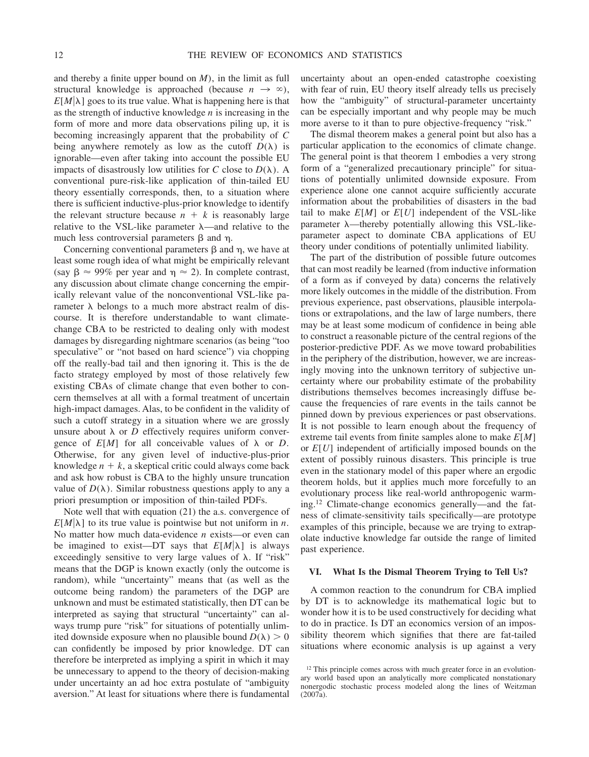and thereby a finite upper bound on $M$), in the limit as full structural knowledge is approached (because $n \rightarrow \infty$), $E[M|\lambda]$ goes to its true value. What is happening here is that as the strength of inductive knowledge $n$ is increasing in the form of more and more data observations piling up, it is becoming increasingly apparent that the probability of $C$ being anywhere remotely as low as the cutoff $D(\lambda)$ is ignorable—even after taking into account the possible EU impacts of disastrously low utilities for $C$ close to $D(\lambda)$. A conventional pure-risk-like application of thin-tailed EU theory essentially corresponds, then, to a situation where there is sufficient inductive-plus-prior knowledge to identify the relevant structure because $n + k$ is reasonably large relative to the VSL-like parameter $\lambda$—and relative to the much less controversial parameters $\beta$ and $\eta$.

Concerning conventional parameters $\beta$ and $\eta$, we have at least some rough idea of what might be empirically relevant (say $\beta \approx 99\%$ per year and $\eta \approx 2$). In complete contrast, any discussion about climate change concerning the empirically relevant value of the nonconventional VSL-like parameter $\lambda$ belongs to a much more abstract realm of discourse. It is therefore understandable to want climate-change CBA to be restricted to dealing only with modest damages by disregarding nightmare scenarios (as being "too speculative" or "not based on hard science") via chopping off the really-bad tail and then ignoring it. This is the de facto strategy employed by most of those relatively few existing CBAs of climate change that even bother to concern themselves at all with a formal treatment of uncertain high-impact damages. Alas, to be confident in the validity of such a cutoff strategy in a situation where we are grossly unsure about $\lambda$ or $D$ effectively requires uniform convergence of $E[M]$ for all conceivable values of $\lambda$ or $D$. Otherwise, for any given level of inductive-plus-prior knowledge $n + k$, a skeptical critic could always come back and ask how robust is CBA to the highly unsure truncation value of $D(\lambda)$. Similar robustness questions apply to any a priori presumption or imposition of thin-tailed PDFs.

Note well that with equation (21) the a.s. convergence of $E[M|\lambda]$ to its true value is pointwise but not uniform in $n$. No matter how much data-evidence $n$ exists—or even can be imagined to exist—DT says that $E[M|\lambda]$ is always exceedingly sensitive to very large values of $\lambda$. If "risk" means that the DGP is known exactly (only the outcome is random), while "uncertainty" means that (as well as the outcome being random) the parameters of the DGP are unknown and must be estimated statistically, then DT can be interpreted as saying that structural "uncertainty" can always trump pure "risk" for situations of potentially unlimited downside exposure when no plausible bound $D(\lambda) > 0$ can confidently be imposed by prior knowledge. DT can therefore be interpreted as implying a spirit in which it may be unnecessary to append to the theory of decision-making under uncertainty an ad hoc extra postulate of "ambiguity aversion." At least for situations where there is fundamental uncertainty about an open-ended catastrophe coexisting with fear of ruin, EU theory itself already tells us precisely how the "ambiguity" of structural-parameter uncertainty can be especially important and why people may be much more averse to it than to pure objective-frequency "risk."

The dismal theorem makes a general point but also has a particular application to the economics of climate change. The general point is that theorem 1 embodies a very strong form of a "generalized precautionary principle" for situations of potentially unlimited downside exposure. From experience alone one cannot acquire sufficiently accurate information about the probabilities of disasters in the bad tail to make $E[M]$ or $E[U]$ independent of the VSL-like parameter $\lambda$—thereby potentially allowing this VSL-like-parameter aspect to dominate CBA applications of EU theory under conditions of potentially unlimited liability.

The part of the distribution of possible future outcomes that can most readily be learned (from inductive information of a form as if conveyed by data) concerns the relatively more likely outcomes in the middle of the distribution. From previous experience, past observations, plausible interpolations or extrapolations, and the law of large numbers, there may be at least some modicum of confidence in being able to construct a reasonable picture of the central regions of the posterior-predictive PDF. As we move toward probabilities in the periphery of the distribution, however, we are increasingly moving into the unknown territory of subjective uncertainty where our probability estimate of the probability distributions themselves becomes increasingly diffuse because the frequencies of rare events in the tails cannot be pinned down by previous experiences or past observations. It is not possible to learn enough about the frequency of extreme tail events from finite samples alone to make $E[M]$ or $E[U]$ independent of artificially imposed bounds on the extent of possibly ruinous disasters. This principle is true even in the stationary model of this paper where an ergodic theorem holds, but it applies much more forcefully to an evolutionary process like real-world anthropogenic warming.[12] Climate-change economics generally—and the fatness of climate-sensitivity tails specifically—are prototype examples of this principle, because we are trying to extrapolate inductive knowledge far outside the range of limited past experience.

## VI. What Is the Dismal Theorem Trying to Tell Us?

A common reaction to the conundrum for CBA implied by DT is to acknowledge its mathematical logic but to wonder how it is to be used constructively for deciding what to do in practice. Is DT an economics version of an impossibility theorem which signifies that there are fat-tailed situations where economic analysis is up against a very

[12] This principle comes across with much greater force in an evolutionary world based upon an analytically more complicated nonstationary nonergodic stochastic process modeled along the lines of Weitzman (2007a).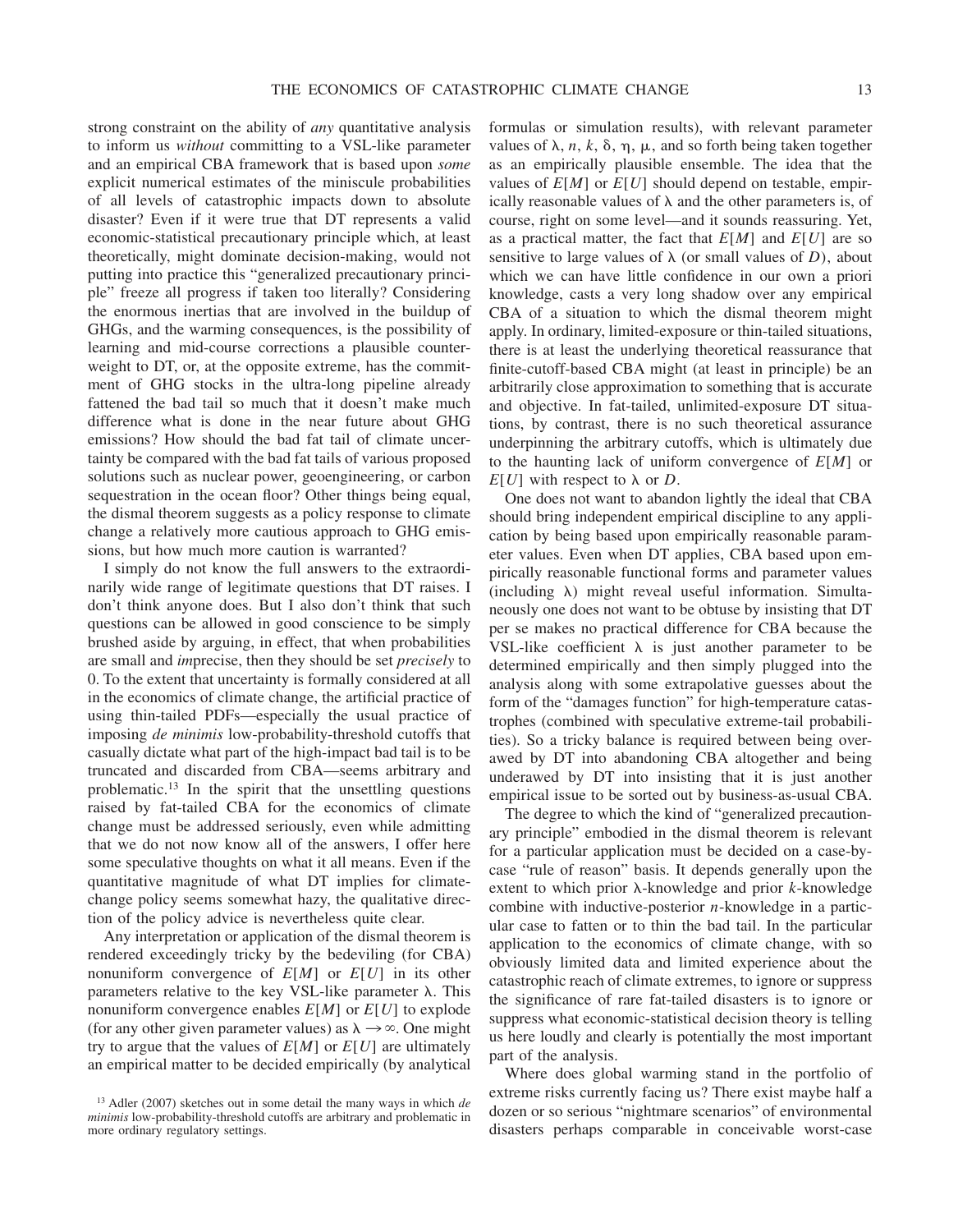strong constraint on the ability of *any* quantitative analysis to inform us *without* committing to a VSL-like parameter and an empirical CBA framework that is based upon *some* explicit numerical estimates of the miniscule probabilities of all levels of catastrophic impacts down to absolute disaster? Even if it were true that DT represents a valid economic-statistical precautionary principle which, at least theoretically, might dominate decision-making, would not putting into practice this "generalized precautionary principle" freeze all progress if taken too literally? Considering the enormous inertias that are involved in the buildup of GHGs, and the warming consequences, is the possibility of learning and mid-course corrections a plausible counterweight to DT, or, at the opposite extreme, has the commitment of GHG stocks in the ultra-long pipeline already fattened the bad tail so much that it doesn't make much difference what is done in the near future about GHG emissions? How should the bad fat tail of climate uncertainty be compared with the bad fat tails of various proposed solutions such as nuclear power, geoengineering, or carbon sequestration in the ocean floor? Other things being equal, the dismal theorem suggests as a policy response to climate change a relatively more cautious approach to GHG emissions, but how much more caution is warranted?

I simply do not know the full answers to the extraordinarily wide range of legitimate questions that DT raises. I don't think anyone does. But I also don't think that such questions can be allowed in good conscience to be simply brushed aside by arguing, in effect, that when probabilities are small and *im*precise, then they should be set *precisely* to 0. To the extent that uncertainty is formally considered at all in the economics of climate change, the artificial practice of using thin-tailed PDFs—especially the usual practice of imposing *de minimis* low-probability-threshold cutoffs that casually dictate what part of the high-impact bad tail is to be truncated and discarded from CBA—seems arbitrary and problematic.[13] In the spirit that the unsettling questions raised by fat-tailed CBA for the economics of climate change must be addressed seriously, even while admitting that we do not now know all of the answers, I offer here some speculative thoughts on what it all means. Even if the quantitative magnitude of what DT implies for climate-change policy seems somewhat hazy, the qualitative direction of the policy advice is nevertheless quite clear.

Any interpretation or application of the dismal theorem is rendered exceedingly tricky by the bedeviling (for CBA) nonuniform convergence of $E[M]$ or $E[U]$ in its other parameters relative to the key VSL-like parameter $\lambda$. This nonuniform convergence enables $E[M]$ or $E[U]$ to explode (for any other given parameter values) as $\lambda \to \infty$. One might try to argue that the values of $E[M]$ or $E[U]$ are ultimately an empirical matter to be decided empirically (by analytical formulas or simulation results), with relevant parameter values of $\lambda$, $n$, $k$, $\delta$, $\eta$, $\mu$, and so forth being taken together as an empirically plausible ensemble. The idea that the values of $E[M]$ or $E[U]$ should depend on testable, empirically reasonable values of $\lambda$ and the other parameters is, of course, right on some level—and it sounds reassuring. Yet, as a practical matter, the fact that $E[M]$ and $E[U]$ are so sensitive to large values of $\lambda$ (or small values of $D$), about which we can have little confidence in our own a priori knowledge, casts a very long shadow over any empirical CBA of a situation to which the dismal theorem might apply. In ordinary, limited-exposure or thin-tailed situations, there is at least the underlying theoretical reassurance that finite-cutoff-based CBA might (at least in principle) be an arbitrarily close approximation to something that is accurate and objective. In fat-tailed, unlimited-exposure DT situations, by contrast, there is no such theoretical assurance underpinning the arbitrary cutoffs, which is ultimately due to the haunting lack of uniform convergence of $E[M]$ or $E[U]$ with respect to $\lambda$ or $D$.

One does not want to abandon lightly the ideal that CBA should bring independent empirical discipline to any application by being based upon empirically reasonable parameter values. Even when DT applies, CBA based upon empirically reasonable functional forms and parameter values (including $\lambda$) might reveal useful information. Simultaneously one does not want to be obtuse by insisting that DT per se makes no practical difference for CBA because the VSL-like coefficient $\lambda$ is just another parameter to be determined empirically and then simply plugged into the analysis along with some extrapolative guesses about the form of the "damages function" for high-temperature catastrophes (combined with speculative extreme-tail probabilities). So a tricky balance is required between being overawed by DT into abandoning CBA altogether and being underawed by DT into insisting that it is just another empirical issue to be sorted out by business-as-usual CBA.

The degree to which the kind of "generalized precautionary principle" embodied in the dismal theorem is relevant for a particular application must be decided on a case-by-case "rule of reason" basis. It depends generally upon the extent to which prior $\lambda$-knowledge and prior $k$-knowledge combine with inductive-posterior $n$-knowledge in a particular case to fatten or to thin the bad tail. In the particular application to the economics of climate change, with so obviously limited data and limited experience about the catastrophic reach of climate extremes, to ignore or suppress the significance of rare fat-tailed disasters is to ignore or suppress what economic-statistical decision theory is telling us here loudly and clearly is potentially the most important part of the analysis.

Where does global warming stand in the portfolio of extreme risks currently facing us? There exist maybe half a dozen or so serious "nightmare scenarios" of environmental disasters perhaps comparable in conceivable worst-case

[13] Adler (2007) sketches out in some detail the many ways in which *de minimis* low-probability-threshold cutoffs are arbitrary and problematic in more ordinary regulatory settings.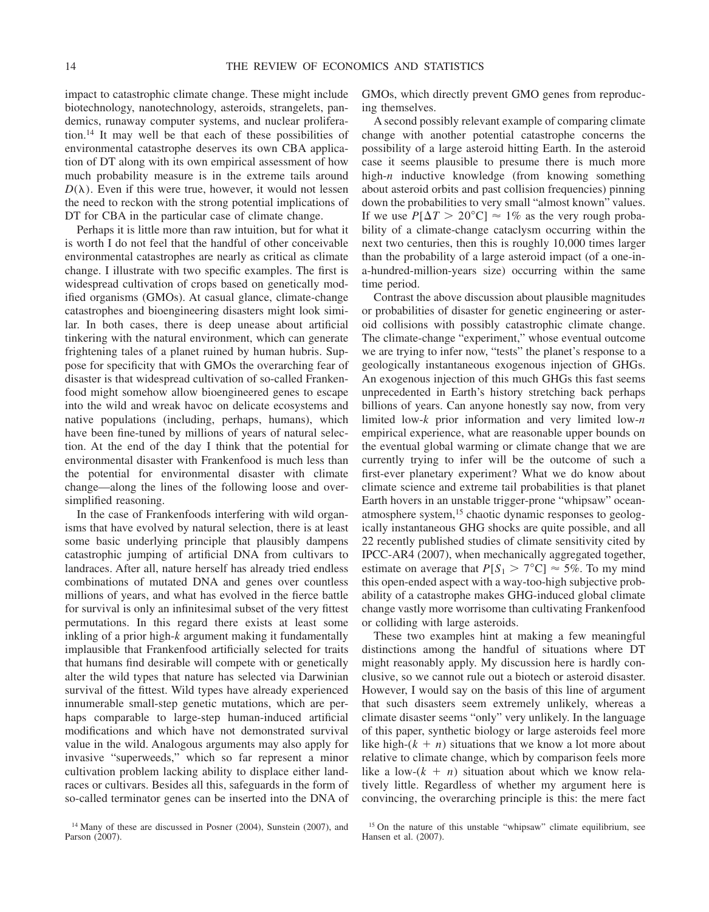impact to catastrophic climate change. These might include biotechnology, nanotechnology, asteroids, strangelets, pandemics, runaway computer systems, and nuclear proliferation.[14] It may well be that each of these possibilities of environmental catastrophe deserves its own CBA application of DT along with its own empirical assessment of how much probability measure is in the extreme tails around $D(\lambda)$. Even if this were true, however, it would not lessen the need to reckon with the strong potential implications of DT for CBA in the particular case of climate change.

Perhaps it is little more than raw intuition, but for what it is worth I do not feel that the handful of other conceivable environmental catastrophes are nearly as critical as climate change. I illustrate with two specific examples. The first is widespread cultivation of crops based on genetically modified organisms (GMOs). At casual glance, climate-change catastrophes and bioengineering disasters might look similar. In both cases, there is deep unease about artificial tinkering with the natural environment, which can generate frightening tales of a planet ruined by human hubris. Suppose for specificity that with GMOs the overarching fear of disaster is that widespread cultivation of so-called Frankenfood might somehow allow bioengineered genes to escape into the wild and wreak havoc on delicate ecosystems and native populations (including, perhaps, humans), which have been fine-tuned by millions of years of natural selection. At the end of the day I think that the potential for environmental disaster with Frankenfood is much less than the potential for environmental disaster with climate change—along the lines of the following loose and oversimplified reasoning.

In the case of Frankenfoods interfering with wild organisms that have evolved by natural selection, there is at least some basic underlying principle that plausibly dampens catastrophic jumping of artificial DNA from cultivars to landraces. After all, nature herself has already tried endless combinations of mutated DNA and genes over countless millions of years, and what has evolved in the fierce battle for survival is only an infinitesimal subset of the very fittest permutations. In this regard there exists at least some inkling of a prior high-$k$ argument making it fundamentally implausible that Frankenfood artificially selected for traits that humans find desirable will compete with or genetically alter the wild types that nature has selected via Darwinian survival of the fittest. Wild types have already experienced innumerable small-step genetic mutations, which are perhaps comparable to large-step human-induced artificial modifications and which have not demonstrated survival value in the wild. Analogous arguments may also apply for invasive "superweeds," which so far represent a minor cultivation problem lacking ability to displace either landraces or cultivars. Besides all this, safeguards in the form of so-called terminator genes can be inserted into the DNA of GMOs, which directly prevent GMO genes from reproducing themselves.

A second possibly relevant example of comparing climate change with another potential catastrophe concerns the possibility of a large asteroid hitting Earth. In the asteroid case it seems plausible to presume there is much more high-$n$ inductive knowledge (from knowing something about asteroid orbits and past collision frequencies) pinning down the probabilities to very small "almost known" values. If we use $P[\Delta T > 20°\text{C}] \approx 1\%$ as the very rough probability of a climate-change cataclysm occurring within the next two centuries, then this is roughly 10,000 times larger than the probability of a large asteroid impact (of a one-in-a-hundred-million-years size) occurring within the same time period.

Contrast the above discussion about plausible magnitudes or probabilities of disaster for genetic engineering or asteroid collisions with possibly catastrophic climate change. The climate-change "experiment," whose eventual outcome we are trying to infer now, "tests" the planet's response to a geologically instantaneous exogenous injection of GHGs. An exogenous injection of this much GHGs this fast seems unprecedented in Earth's history stretching back perhaps billions of years. Can anyone honestly say now, from very limited low-$k$ prior information and very limited low-$n$ empirical experience, what are reasonable upper bounds on the eventual global warming or climate change that we are currently trying to infer will be the outcome of such a first-ever planetary experiment? What we do know about climate science and extreme tail probabilities is that planet Earth hovers in an unstable trigger-prone "whipsaw" ocean-atmosphere system,[15] chaotic dynamic responses to geologically instantaneous GHG shocks are quite possible, and all 22 recently published studies of climate sensitivity cited by IPCC-AR4 (2007), when mechanically aggregated together, estimate on average that $P[S_1 > 7°\text{C}] \approx 5\%$. To my mind this open-ended aspect with a way-too-high subjective probability of a catastrophe makes GHG-induced global climate change vastly more worrisome than cultivating Frankenfood or colliding with large asteroids.

These two examples hint at making a few meaningful distinctions among the handful of situations where DT might reasonably apply. My discussion here is hardly conclusive, so we cannot rule out a biotech or asteroid disaster. However, I would say on the basis of this line of argument that such disasters seem extremely unlikely, whereas a climate disaster seems "only" very unlikely. In the language of this paper, synthetic biology or large asteroids feel more like high-$(k + n)$ situations that we know a lot more about relative to climate change, which by comparison feels more like a low-$(k + n)$ situation about which we know relatively little. Regardless of whether my argument here is convincing, the overarching principle is this: the mere fact

[14] Many of these are discussed in Posner (2004), Sunstein (2007), and Parson (2007).

[15] On the nature of this unstable "whipsaw" climate equilibrium, see Hansen et al. (2007).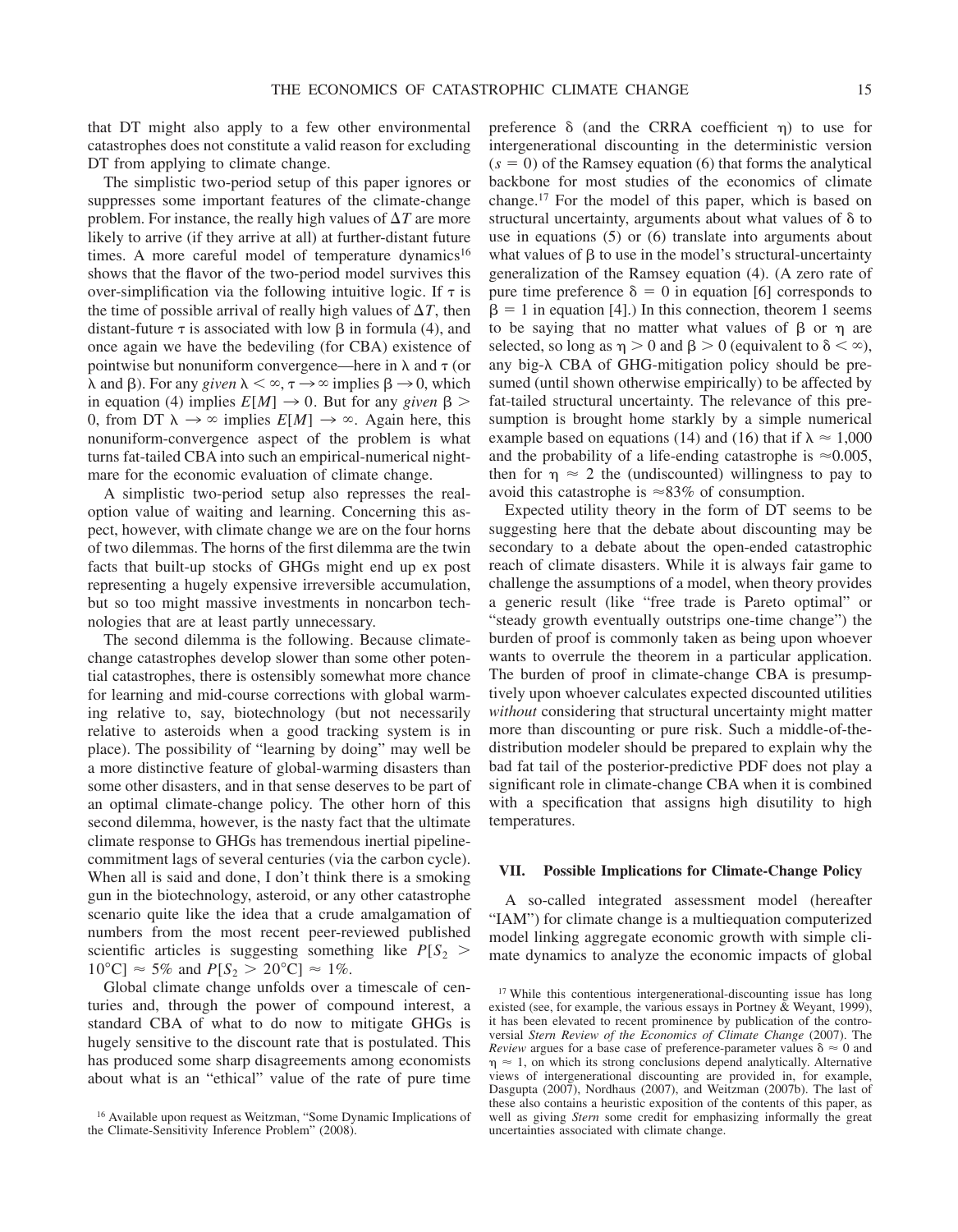that DT might also apply to a few other environmental catastrophes does not constitute a valid reason for excluding DT from applying to climate change.

The simplistic two-period setup of this paper ignores or suppresses some important features of the climate-change problem. For instance, the really high values of $\Delta T$ are more likely to arrive (if they arrive at all) at further-distant future times. A more careful model of temperature dynamics[16] shows that the flavor of the two-period model survives this over-simplification via the following intuitive logic. If $\tau$ is the time of possible arrival of really high values of $\Delta T$, then distant-future $\tau$ is associated with low $\beta$ in formula (4), and once again we have the bedeviling (for CBA) existence of pointwise but nonuniform convergence—here in $\lambda$ and $\tau$ (or $\lambda$ and $\beta$). For any *given* $\lambda < \infty$, $\tau \to \infty$ implies $\beta \to 0$, which in equation (4) implies $E[M] \to 0$. But for any *given* $\beta > 0$, from DT $\lambda \to \infty$ implies $E[M] \to \infty$. Again here, this nonuniform-convergence aspect of the problem is what turns fat-tailed CBA into such an empirical-numerical nightmare for the economic evaluation of climate change.

A simplistic two-period setup also represses the real-option value of waiting and learning. Concerning this aspect, however, with climate change we are on the four horns of two dilemmas. The horns of the first dilemma are the twin facts that built-up stocks of GHGs might end up ex post representing a hugely expensive irreversible accumulation, but so too might massive investments in noncarbon technologies that are at least partly unnecessary.

The second dilemma is the following. Because climate-change catastrophes develop slower than some other potential catastrophes, there is ostensibly somewhat more chance for learning and mid-course corrections with global warming relative to, say, biotechnology (but not necessarily relative to asteroids when a good tracking system is in place). The possibility of "learning by doing" may well be a more distinctive feature of global-warming disasters than some other disasters, and in that sense deserves to be part of an optimal climate-change policy. The other horn of this second dilemma, however, is the nasty fact that the ultimate climate response to GHGs has tremendous inertial pipeline-commitment lags of several centuries (via the carbon cycle). When all is said and done, I don't think there is a smoking gun in the biotechnology, asteroid, or any other catastrophe scenario quite like the idea that a crude amalgamation of numbers from the most recent peer-reviewed published scientific articles is suggesting something like $P[S_2 > 10°C] \approx 5\%$ and $P[S_2 > 20°C] \approx 1\%$.

Global climate change unfolds over a timescale of centuries and, through the power of compound interest, a standard CBA of what to do now to mitigate GHGs is hugely sensitive to the discount rate that is postulated. This has produced some sharp disagreements among economists about what is an "ethical" value of the rate of pure time preference $\delta$ (and the CRRA coefficient $\eta$) to use for intergenerational discounting in the deterministic version ($s = 0$) of the Ramsey equation (6) that forms the analytical backbone for most studies of the economics of climate change.[17] For the model of this paper, which is based on structural uncertainty, arguments about what values of $\delta$ to use in equations (5) or (6) translate into arguments about what values of $\beta$ to use in the model's structural-uncertainty generalization of the Ramsey equation (4). (A zero rate of pure time preference $\delta = 0$ in equation [6] corresponds to $\beta = 1$ in equation [4].) In this connection, theorem 1 seems to be saying that no matter what values of $\beta$ or $\eta$ are selected, so long as $\eta > 0$ and $\beta > 0$ (equivalent to $\delta < \infty$), any big-$\lambda$ CBA of GHG-mitigation policy should be presumed (until shown otherwise empirically) to be affected by fat-tailed structural uncertainty. The relevance of this presumption is brought home starkly by a simple numerical example based on equations (14) and (16) that if $\lambda \approx 1{,}000$ and the probability of a life-ending catastrophe is $\approx 0.005$, then for $\eta \approx 2$ the (undiscounted) willingness to pay to avoid this catastrophe is $\approx 83\%$ of consumption.

Expected utility theory in the form of DT seems to be suggesting here that the debate about discounting may be secondary to a debate about the open-ended catastrophic reach of climate disasters. While it is always fair game to challenge the assumptions of a model, when theory provides a generic result (like "free trade is Pareto optimal" or "steady growth eventually outstrips one-time change") the burden of proof is commonly taken as being upon whoever wants to overrule the theorem in a particular application. The burden of proof in climate-change CBA is presumptively upon whoever calculates expected discounted utilities *without* considering that structural uncertainty might matter more than discounting or pure risk. Such a middle-of-the-distribution modeler should be prepared to explain why the bad fat tail of the posterior-predictive PDF does not play a significant role in climate-change CBA when it is combined with a specification that assigns high disutility to high temperatures.

## VII. Possible Implications for Climate-Change Policy

A so-called integrated assessment model (hereafter "IAM") for climate change is a multiequation computerized model linking aggregate economic growth with simple climate dynamics to analyze the economic impacts of global

---

[16] Available upon request as Weitzman, "Some Dynamic Implications of the Climate-Sensitivity Inference Problem" (2008).

[17] While this contentious intergenerational-discounting issue has long existed (see, for example, the various essays in Portney & Weyant, 1999), it has been elevated to recent prominence by publication of the controversial *Stern Review of the Economics of Climate Change* (2007). The *Review* argues for a base case of preference-parameter values $\delta \approx 0$ and $\eta \approx 1$, on which its strong conclusions depend analytically. Alternative views of intergenerational discounting are provided in, for example, Dasgupta (2007), Nordhaus (2007), and Weitzman (2007b). The last of these also contains a heuristic exposition of the contents of this paper, as well as giving *Stern* some credit for emphasizing informally the great uncertainties associated with climate change.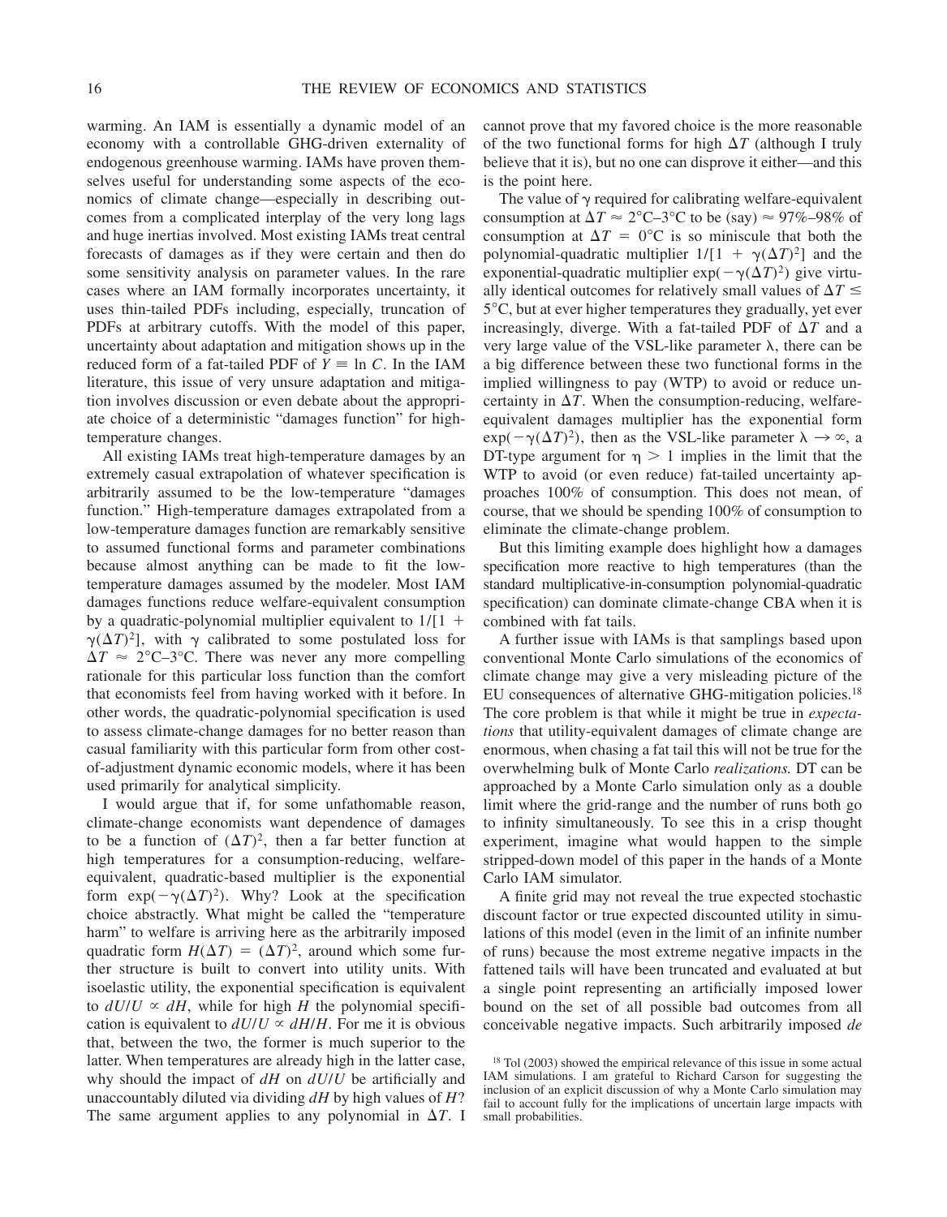warming. An IAM is essentially a dynamic model of an economy with a controllable GHG-driven externality of endogenous greenhouse warming. IAMs have proven themselves useful for understanding some aspects of the economics of climate change—especially in describing outcomes from a complicated interplay of the very long lags and huge inertias involved. Most existing IAMs treat central forecasts of damages as if they were certain and then do some sensitivity analysis on parameter values. In the rare cases where an IAM formally incorporates uncertainty, it uses thin-tailed PDFs including, especially, truncation of PDFs at arbitrary cutoffs. With the model of this paper, uncertainty about adaptation and mitigation shows up in the reduced form of a fat-tailed PDF of $Y \equiv \ln C$. In the IAM literature, this issue of very unsure adaptation and mitigation involves discussion or even debate about the appropriate choice of a deterministic "damages function" for high-temperature changes.

All existing IAMs treat high-temperature damages by an extremely casual extrapolation of whatever specification is arbitrarily assumed to be the low-temperature "damages function." High-temperature damages extrapolated from a low-temperature damages function are remarkably sensitive to assumed functional forms and parameter combinations because almost anything can be made to fit the low-temperature damages assumed by the modeler. Most IAM damages functions reduce welfare-equivalent consumption by a quadratic-polynomial multiplier equivalent to $1/[1 + \gamma(\Delta T)^2]$, with $\gamma$ calibrated to some postulated loss for $\Delta T \approx 2°\text{C}–3°\text{C}$. There was never any more compelling rationale for this particular loss function than the comfort that economists feel from having worked with it before. In other words, the quadratic-polynomial specification is used to assess climate-change damages for no better reason than casual familiarity with this particular form from other cost-of-adjustment dynamic economic models, where it has been used primarily for analytical simplicity.

I would argue that if, for some unfathomable reason, climate-change economists want dependence of damages to be a function of $(\Delta T)^2$, then a far better function at high temperatures for a consumption-reducing, welfare-equivalent, quadratic-based multiplier is the exponential form $\exp(-\gamma(\Delta T)^2)$. Why? Look at the specification choice abstractly. What might be called the "temperature harm" to welfare is arriving here as the arbitrarily imposed quadratic form $H(\Delta T) = (\Delta T)^2$, around which some further structure is built to convert into utility units. With isoelastic utility, the exponential specification is equivalent to $dU/U \propto dH$, while for high $H$ the polynomial specification is equivalent to $dU/U \propto dH/H$. For me it is obvious that, between the two, the former is much superior to the latter. When temperatures are already high in the latter case, why should the impact of $dH$ on $dU/U$ be artificially and unaccountably diluted via dividing $dH$ by high values of $H$? The same argument applies to any polynomial in $\Delta T$. I cannot prove that my favored choice is the more reasonable of the two functional forms for high $\Delta T$ (although I truly believe that it is), but no one can disprove it either—and this is the point here.

The value of $\gamma$ required for calibrating welfare-equivalent consumption at $\Delta T \approx 2°\text{C}–3°\text{C}$ to be (say) $\approx 97\%–98\%$ of consumption at $\Delta T = 0°\text{C}$ is so miniscule that both the polynomial-quadratic multiplier $1/[1 + \gamma(\Delta T)^2]$ and the exponential-quadratic multiplier $\exp(-\gamma(\Delta T)^2)$ give virtually identical outcomes for relatively small values of $\Delta T \leq 5°\text{C}$, but at ever higher temperatures they gradually, yet ever increasingly, diverge. With a fat-tailed PDF of $\Delta T$ and a very large value of the VSL-like parameter $\lambda$, there can be a big difference between these two functional forms in the implied willingness to pay (WTP) to avoid or reduce uncertainty in $\Delta T$. When the consumption-reducing, welfare-equivalent damages multiplier has the exponential form $\exp(-\gamma(\Delta T)^2)$, then as the VSL-like parameter $\lambda \to \infty$, a DT-type argument for $\eta > 1$ implies in the limit that the WTP to avoid (or even reduce) fat-tailed uncertainty approaches 100% of consumption. This does not mean, of course, that we should be spending 100% of consumption to eliminate the climate-change problem.

But this limiting example does highlight how a damages specification more reactive to high temperatures (than the standard multiplicative-in-consumption polynomial-quadratic specification) can dominate climate-change CBA when it is combined with fat tails.

A further issue with IAMs is that samplings based upon conventional Monte Carlo simulations of the economics of climate change may give a very misleading picture of the EU consequences of alternative GHG-mitigation policies.[18] The core problem is that while it might be true in *expectations* that utility-equivalent damages of climate change are enormous, when chasing a fat tail this will not be true for the overwhelming bulk of Monte Carlo *realizations.* DT can be approached by a Monte Carlo simulation only as a double limit where the grid-range and the number of runs both go to infinity simultaneously. To see this in a crisp thought experiment, imagine what would happen to the simple stripped-down model of this paper in the hands of a Monte Carlo IAM simulator.

A finite grid may not reveal the true expected stochastic discount factor or true expected discounted utility in simulations of this model (even in the limit of an infinite number of runs) because the most extreme negative impacts in the fattened tails will have been truncated and evaluated at but a single point representing an artificially imposed lower bound on the set of all possible bad outcomes from all conceivable negative impacts. Such arbitrarily imposed *de*

[18] Tol (2003) showed the empirical relevance of this issue in some actual IAM simulations. I am grateful to Richard Carson for suggesting the inclusion of an explicit discussion of why a Monte Carlo simulation may fail to account fully for the implications of uncertain large impacts with small probabilities.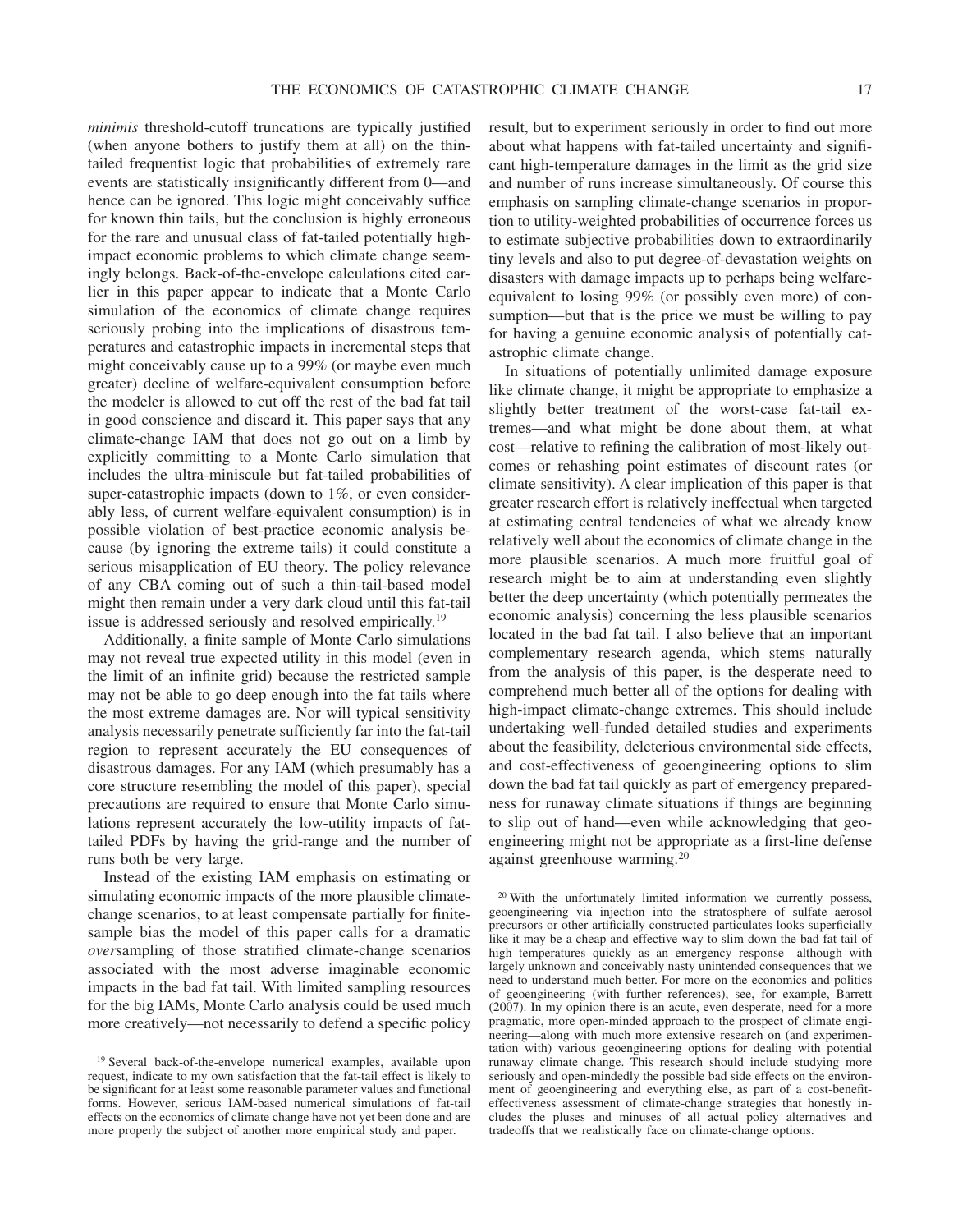*minimis* threshold-cutoff truncations are typically justified (when anyone bothers to justify them at all) on the thin-tailed frequentist logic that probabilities of extremely rare events are statistically insignificantly different from 0—and hence can be ignored. This logic might conceivably suffice for known thin tails, but the conclusion is highly erroneous for the rare and unusual class of fat-tailed potentially high-impact economic problems to which climate change seemingly belongs. Back-of-the-envelope calculations cited earlier in this paper appear to indicate that a Monte Carlo simulation of the economics of climate change requires seriously probing into the implications of disastrous temperatures and catastrophic impacts in incremental steps that might conceivably cause up to a 99% (or maybe even much greater) decline of welfare-equivalent consumption before the modeler is allowed to cut off the rest of the bad fat tail in good conscience and discard it. This paper says that any climate-change IAM that does not go out on a limb by explicitly committing to a Monte Carlo simulation that includes the ultra-miniscule but fat-tailed probabilities of super-catastrophic impacts (down to 1%, or even considerably less, of current welfare-equivalent consumption) is in possible violation of best-practice economic analysis because (by ignoring the extreme tails) it could constitute a serious misapplication of EU theory. The policy relevance of any CBA coming out of such a thin-tail-based model might then remain under a very dark cloud until this fat-tail issue is addressed seriously and resolved empirically.[19]

Additionally, a finite sample of Monte Carlo simulations may not reveal true expected utility in this model (even in the limit of an infinite grid) because the restricted sample may not be able to go deep enough into the fat tails where the most extreme damages are. Nor will typical sensitivity analysis necessarily penetrate sufficiently far into the fat-tail region to represent accurately the EU consequences of disastrous damages. For any IAM (which presumably has a core structure resembling the model of this paper), special precautions are required to ensure that Monte Carlo simulations represent accurately the low-utility impacts of fat-tailed PDFs by having the grid-range and the number of runs both be very large.

Instead of the existing IAM emphasis on estimating or simulating economic impacts of the more plausible climate-change scenarios, to at least compensate partially for finite-sample bias the model of this paper calls for a dramatic *over*sampling of those stratified climate-change scenarios associated with the most adverse imaginable economic impacts in the bad fat tail. With limited sampling resources for the big IAMs, Monte Carlo analysis could be used much more creatively—not necessarily to defend a specific policy result, but to experiment seriously in order to find out more about what happens with fat-tailed uncertainty and significant high-temperature damages in the limit as the grid size and number of runs increase simultaneously. Of course this emphasis on sampling climate-change scenarios in proportion to utility-weighted probabilities of occurrence forces us to estimate subjective probabilities down to extraordinarily tiny levels and also to put degree-of-devastation weights on disasters with damage impacts up to perhaps being welfare-equivalent to losing 99% (or possibly even more) of consumption—but that is the price we must be willing to pay for having a genuine economic analysis of potentially catastrophic climate change.

In situations of potentially unlimited damage exposure like climate change, it might be appropriate to emphasize a slightly better treatment of the worst-case fat-tail extremes—and what might be done about them, at what cost—relative to refining the calibration of most-likely outcomes or rehashing point estimates of discount rates (or climate sensitivity). A clear implication of this paper is that greater research effort is relatively ineffectual when targeted at estimating central tendencies of what we already know relatively well about the economics of climate change in the more plausible scenarios. A much more fruitful goal of research might be to aim at understanding even slightly better the deep uncertainty (which potentially permeates the economic analysis) concerning the less plausible scenarios located in the bad fat tail. I also believe that an important complementary research agenda, which stems naturally from the analysis of this paper, is the desperate need to comprehend much better all of the options for dealing with high-impact climate-change extremes. This should include undertaking well-funded detailed studies and experiments about the feasibility, deleterious environmental side effects, and cost-effectiveness of geoengineering options to slim down the bad fat tail quickly as part of emergency preparedness for runaway climate situations if things are beginning to slip out of hand—even while acknowledging that geoengineering might not be appropriate as a first-line defense against greenhouse warming.[20]

[19] Several back-of-the-envelope numerical examples, available upon request, indicate to my own satisfaction that the fat-tail effect is likely to be significant for at least some reasonable parameter values and functional forms. However, serious IAM-based numerical simulations of fat-tail effects on the economics of climate change have not yet been done and are more properly the subject of another more empirical study and paper.

[20] With the unfortunately limited information we currently possess, geoengineering via injection into the stratosphere of sulfate aerosol precursors or other artificially constructed particulates looks superficially like it may be a cheap and effective way to slim down the bad fat tail of high temperatures quickly as an emergency response—although with largely unknown and conceivably nasty unintended consequences that we need to understand much better. For more on the economics and politics of geoengineering (with further references), see, for example, Barrett (2007). In my opinion there is an acute, even desperate, need for a more pragmatic, more open-minded approach to the prospect of climate engineering—along with much more extensive research on (and experimentation with) various geoengineering options for dealing with potential runaway climate change. This research should include studying more seriously and open-mindedly the possible bad side effects on the environment of geoengineering and everything else, as part of a cost-benefit-effectiveness assessment of climate-change strategies that honestly includes the pluses and minuses of all actual policy alternatives and tradeoffs that we realistically face on climate-change options.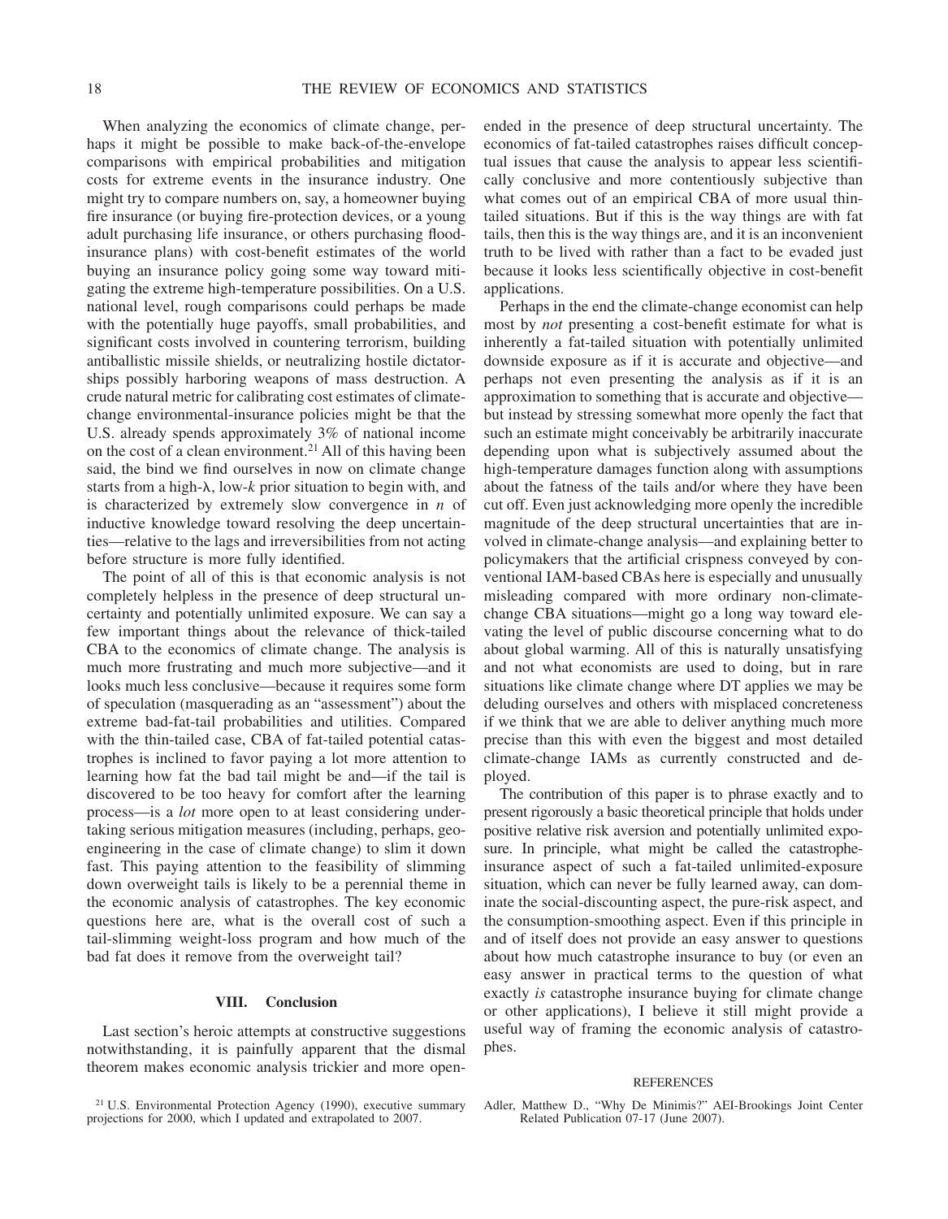When analyzing the economics of climate change, perhaps it might be possible to make back-of-the-envelope comparisons with empirical probabilities and mitigation costs for extreme events in the insurance industry. One might try to compare numbers on, say, a homeowner buying fire insurance (or buying fire-protection devices, or a young adult purchasing life insurance, or others purchasing flood-insurance plans) with cost-benefit estimates of the world buying an insurance policy going some way toward mitigating the extreme high-temperature possibilities. On a U.S. national level, rough comparisons could perhaps be made with the potentially huge payoffs, small probabilities, and significant costs involved in countering terrorism, building antiballistic missile shields, or neutralizing hostile dictatorships possibly harboring weapons of mass destruction. A crude natural metric for calibrating cost estimates of climate-change environmental-insurance policies might be that the U.S. already spends approximately 3% of national income on the cost of a clean environment.[21] All of this having been said, the bind we find ourselves in now on climate change starts from a high-$\lambda$, low-$k$ prior situation to begin with, and is characterized by extremely slow convergence in $n$ of inductive knowledge toward resolving the deep uncertainties—relative to the lags and irreversibilities from not acting before structure is more fully identified.

The point of all of this is that economic analysis is not completely helpless in the presence of deep structural uncertainty and potentially unlimited exposure. We can say a few important things about the relevance of thick-tailed CBA to the economics of climate change. The analysis is much more frustrating and much more subjective—and it looks much less conclusive—because it requires some form of speculation (masquerading as an "assessment") about the extreme bad-fat-tail probabilities and utilities. Compared with the thin-tailed case, CBA of fat-tailed potential catastrophes is inclined to favor paying a lot more attention to learning how fat the bad tail might be and—if the tail is discovered to be too heavy for comfort after the learning process—is a *lot* more open to at least considering undertaking serious mitigation measures (including, perhaps, geoengineering in the case of climate change) to slim it down fast. This paying attention to the feasibility of slimming down overweight tails is likely to be a perennial theme in the economic analysis of catastrophes. The key economic questions here are, what is the overall cost of such a tail-slimming weight-loss program and how much of the bad fat does it remove from the overweight tail?

## VIII. Conclusion

Last section's heroic attempts at constructive suggestions notwithstanding, it is painfully apparent that the dismal theorem makes economic analysis trickier and more open-ended in the presence of deep structural uncertainty. The economics of fat-tailed catastrophes raises difficult conceptual issues that cause the analysis to appear less scientifically conclusive and more contentiously subjective than what comes out of an empirical CBA of more usual thin-tailed situations. But if this is the way things are with fat tails, then this is the way things are, and it is an inconvenient truth to be lived with rather than a fact to be evaded just because it looks less scientifically objective in cost-benefit applications.

Perhaps in the end the climate-change economist can help most by *not* presenting a cost-benefit estimate for what is inherently a fat-tailed situation with potentially unlimited downside exposure as if it is accurate and objective—and perhaps not even presenting the analysis as if it is an approximation to something that is accurate and objective—but instead by stressing somewhat more openly the fact that such an estimate might conceivably be arbitrarily inaccurate depending upon what is subjectively assumed about the high-temperature damages function along with assumptions about the fatness of the tails and/or where they have been cut off. Even just acknowledging more openly the incredible magnitude of the deep structural uncertainties that are involved in climate-change analysis—and explaining better to policymakers that the artificial crispness conveyed by conventional IAM-based CBAs here is especially and unusually misleading compared with more ordinary non-climate-change CBA situations—might go a long way toward elevating the level of public discourse concerning what to do about global warming. All of this is naturally unsatisfying and not what economists are used to doing, but in rare situations like climate change where DT applies we may be deluding ourselves and others with misplaced concreteness if we think that we are able to deliver anything much more precise than this with even the biggest and most detailed climate-change IAMs as currently constructed and deployed.

The contribution of this paper is to phrase exactly and to present rigorously a basic theoretical principle that holds under positive relative risk aversion and potentially unlimited exposure. In principle, what might be called the catastrophe-insurance aspect of such a fat-tailed unlimited-exposure situation, which can never be fully learned away, can dominate the social-discounting aspect, the pure-risk aspect, and the consumption-smoothing aspect. Even if this principle in and of itself does not provide an easy answer to questions about how much catastrophe insurance to buy (or even an easy answer in practical terms to the question of what exactly *is* catastrophe insurance buying for climate change or other applications), I believe it still might provide a useful way of framing the economic analysis of catastrophes.

[21] U.S. Environmental Protection Agency (1990), executive summary projections for 2000, which I updated and extrapolated to 2007.

### REFERENCES

Adler, Matthew D., "Why De Minimis?" AEI-Brookings Joint Center Related Publication 07-17 (June 2007).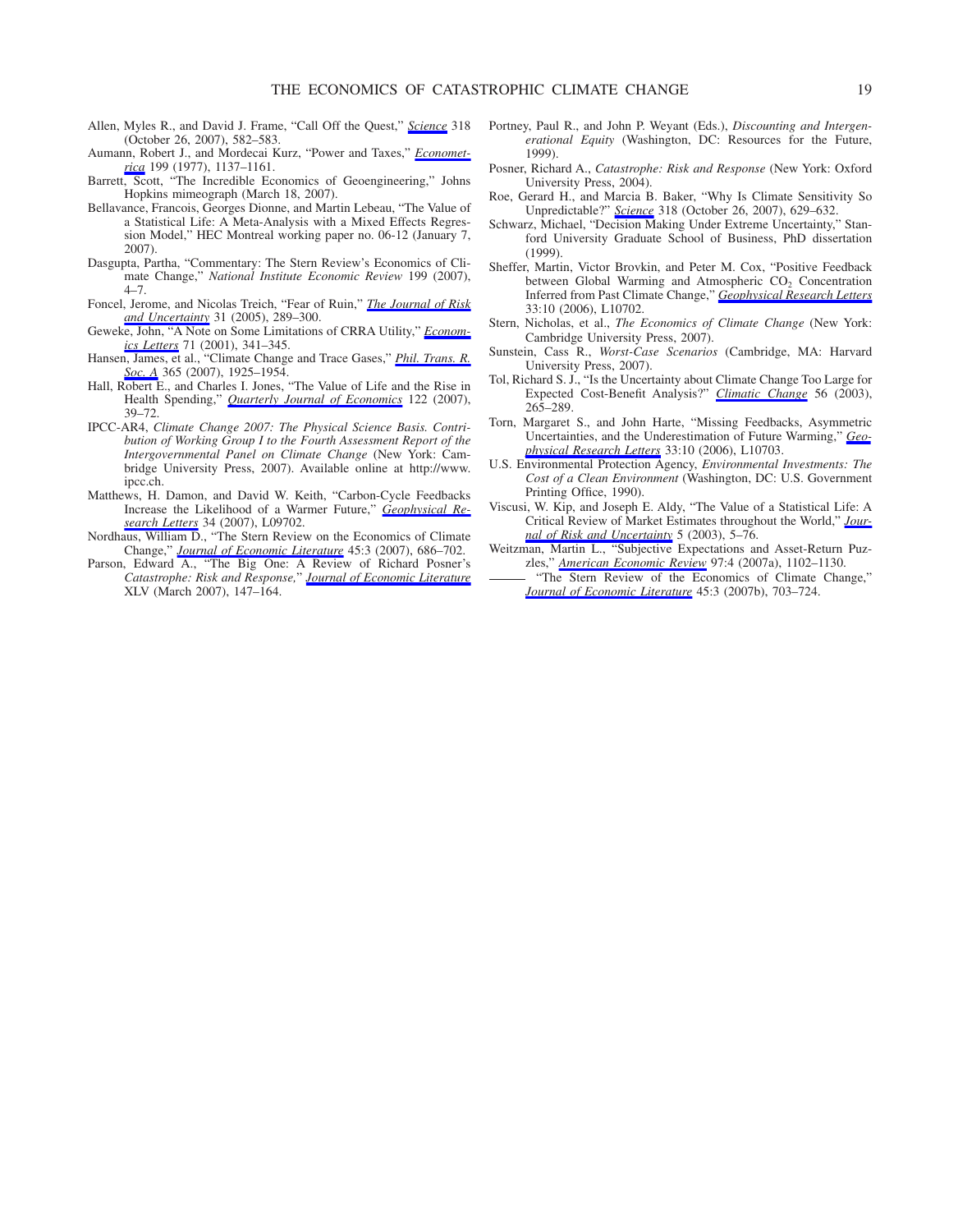Allen, Myles R., and David J. Frame, "Call Off the Quest," *Science* 318 (October 26, 2007), 582–583.

Aumann, Robert J., and Mordecai Kurz, "Power and Taxes," *Econometrica* 199 (1977), 1137–1161.

Barrett, Scott, "The Incredible Economics of Geoengineering," Johns Hopkins mimeograph (March 18, 2007).

Bellavance, Francois, Georges Dionne, and Martin Lebeau, "The Value of a Statistical Life: A Meta-Analysis with a Mixed Effects Regression Model," HEC Montreal working paper no. 06-12 (January 7, 2007).

Dasgupta, Partha, "Commentary: The Stern Review's Economics of Climate Change," *National Institute Economic Review* 199 (2007), 4–7.

Foncel, Jerome, and Nicolas Treich, "Fear of Ruin," *The Journal of Risk and Uncertainty* 31 (2005), 289–300.

Geweke, John, "A Note on Some Limitations of CRRA Utility," *Economics Letters* 71 (2001), 341–345.

Hansen, James, et al., "Climate Change and Trace Gases," *Phil. Trans. R. Soc. A* 365 (2007), 1925–1954.

Hall, Robert E., and Charles I. Jones, "The Value of Life and the Rise in Health Spending," *Quarterly Journal of Economics* 122 (2007), 39–72.

IPCC-AR4, *Climate Change 2007: The Physical Science Basis. Contribution of Working Group I to the Fourth Assessment Report of the Intergovernmental Panel on Climate Change* (New York: Cambridge University Press, 2007). Available online at http://www.ipcc.ch.

Matthews, H. Damon, and David W. Keith, "Carbon-Cycle Feedbacks Increase the Likelihood of a Warmer Future," *Geophysical Research Letters* 34 (2007), L09702.

Nordhaus, William D., "The Stern Review on the Economics of Climate Change," *Journal of Economic Literature* 45:3 (2007), 686–702.

Parson, Edward A., "The Big One: A Review of Richard Posner's *Catastrophe: Risk and Response,*" *Journal of Economic Literature* XLV (March 2007), 147–164.

Portney, Paul R., and John P. Weyant (Eds.), *Discounting and Intergenerational Equity* (Washington, DC: Resources for the Future, 1999).

Posner, Richard A., *Catastrophe: Risk and Response* (New York: Oxford University Press, 2004).

Roe, Gerard H., and Marcia B. Baker, "Why Is Climate Sensitivity So Unpredictable?" *Science* 318 (October 26, 2007), 629–632.

Schwarz, Michael, "Decision Making Under Extreme Uncertainty," Stanford University Graduate School of Business, PhD dissertation (1999).

Sheffer, Martin, Victor Brovkin, and Peter M. Cox, "Positive Feedback between Global Warming and Atmospheric $CO_2$ Concentration Inferred from Past Climate Change," *Geophysical Research Letters* 33:10 (2006), L10702.

Stern, Nicholas, et al., *The Economics of Climate Change* (New York: Cambridge University Press, 2007).

Sunstein, Cass R., *Worst-Case Scenarios* (Cambridge, MA: Harvard University Press, 2007).

Tol, Richard S. J., "Is the Uncertainty about Climate Change Too Large for Expected Cost-Benefit Analysis?" *Climatic Change* 56 (2003), 265–289.

Torn, Margaret S., and John Harte, "Missing Feedbacks, Asymmetric Uncertainties, and the Underestimation of Future Warming," *Geophysical Research Letters* 33:10 (2006), L10703.

U.S. Environmental Protection Agency, *Environmental Investments: The Cost of a Clean Environment* (Washington, DC: U.S. Government Printing Office, 1990).

Viscusi, W. Kip, and Joseph E. Aldy, "The Value of a Statistical Life: A Critical Review of Market Estimates throughout the World," *Journal of Risk and Uncertainty* 5 (2003), 5–76.

Weitzman, Martin L., "Subjective Expectations and Asset-Return Puzzles," *American Economic Review* 97:4 (2007a), 1102–1130.

——— "The Stern Review of the Economics of Climate Change," *Journal of Economic Literature* 45:3 (2007b), 703–724.